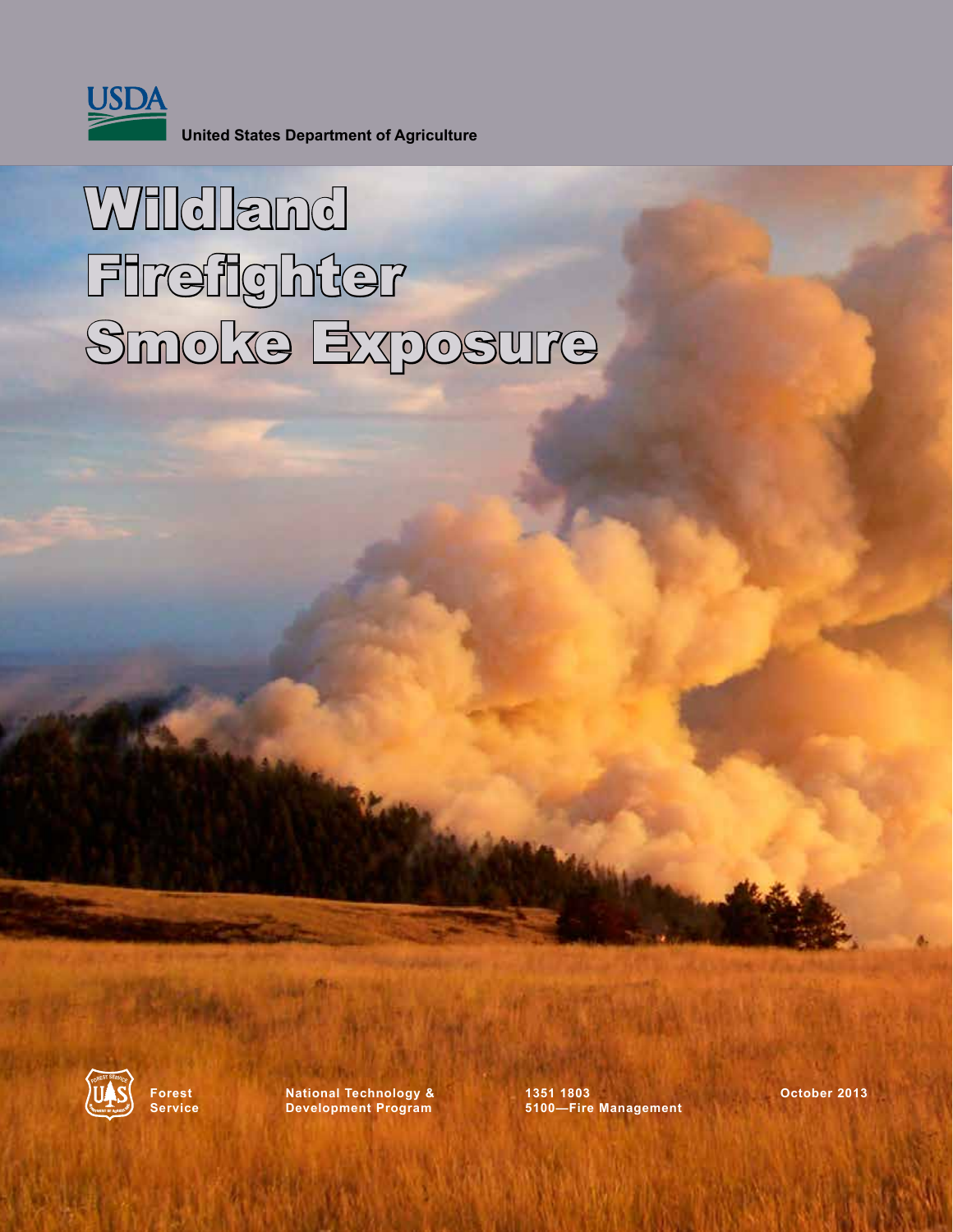USDA

United States Department of Agriculture

# Wildland Firefighter Smoke Exposure

Forest Service

National Technology & Development Program

1351 1803
5100—Fire Management

October 2013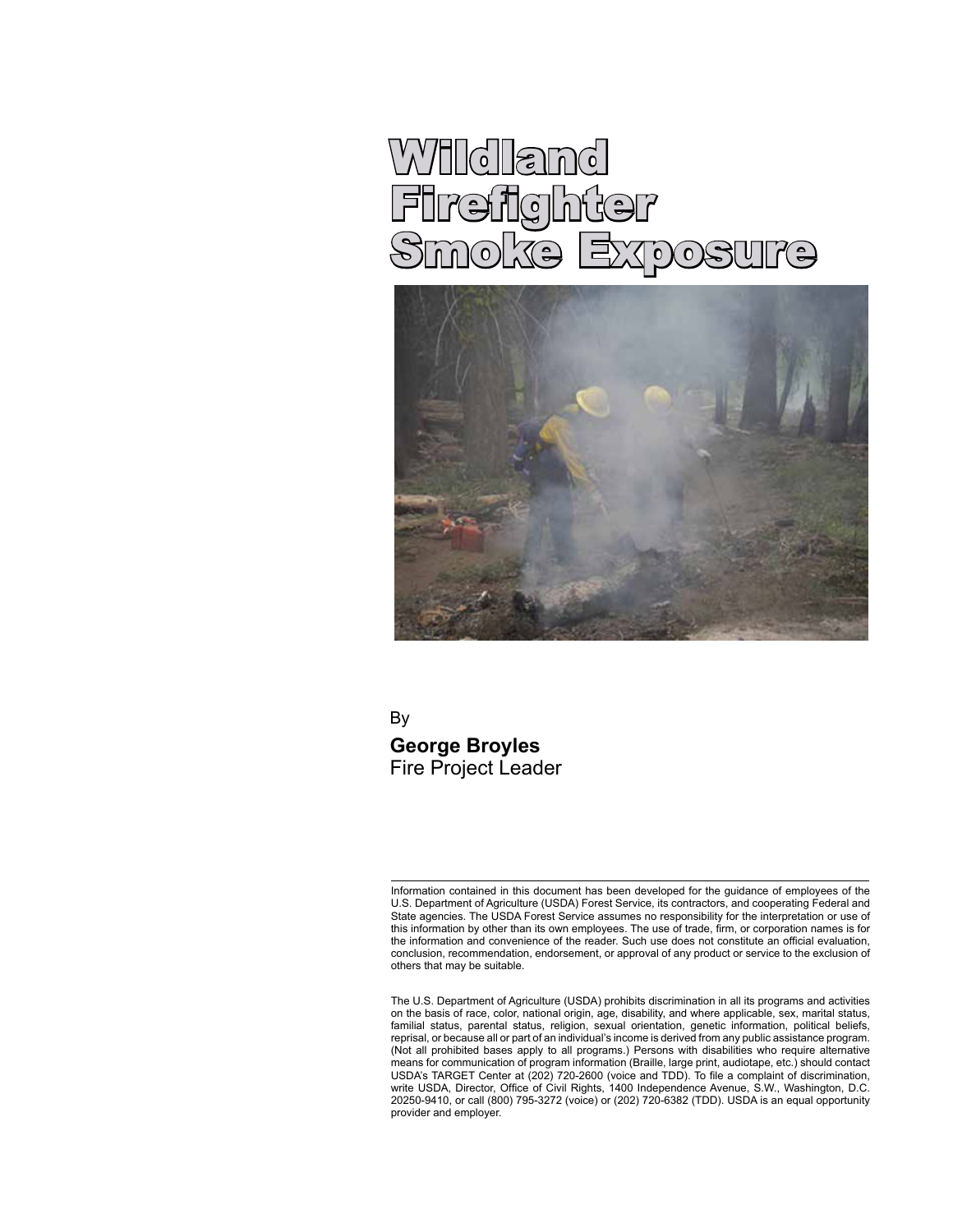# Wildland Firefighter Smoke Exposure

By

**George Broyles**
Fire Project Leader

---

Information contained in this document has been developed for the guidance of employees of the U.S. Department of Agriculture (USDA) Forest Service, its contractors, and cooperating Federal and State agencies. The USDA Forest Service assumes no responsibility for the interpretation or use of this information by other than its own employees. The use of trade, firm, or corporation names is for the information and convenience of the reader. Such use does not constitute an official evaluation, conclusion, recommendation, endorsement, or approval of any product or service to the exclusion of others that may be suitable.

The U.S. Department of Agriculture (USDA) prohibits discrimination in all its programs and activities on the basis of race, color, national origin, age, disability, and where applicable, sex, marital status, familial status, parental status, religion, sexual orientation, genetic information, political beliefs, reprisal, or because all or part of an individual's income is derived from any public assistance program. (Not all prohibited bases apply to all programs.) Persons with disabilities who require alternative means for communication of program information (Braille, large print, audiotape, etc.) should contact USDA's TARGET Center at (202) 720-2600 (voice and TDD). To file a complaint of discrimination, write USDA, Director, Office of Civil Rights, 1400 Independence Avenue, S.W., Washington, D.C. 20250-9410, or call (800) 795-3272 (voice) or (202) 720-6382 (TDD). USDA is an equal opportunity provider and employer.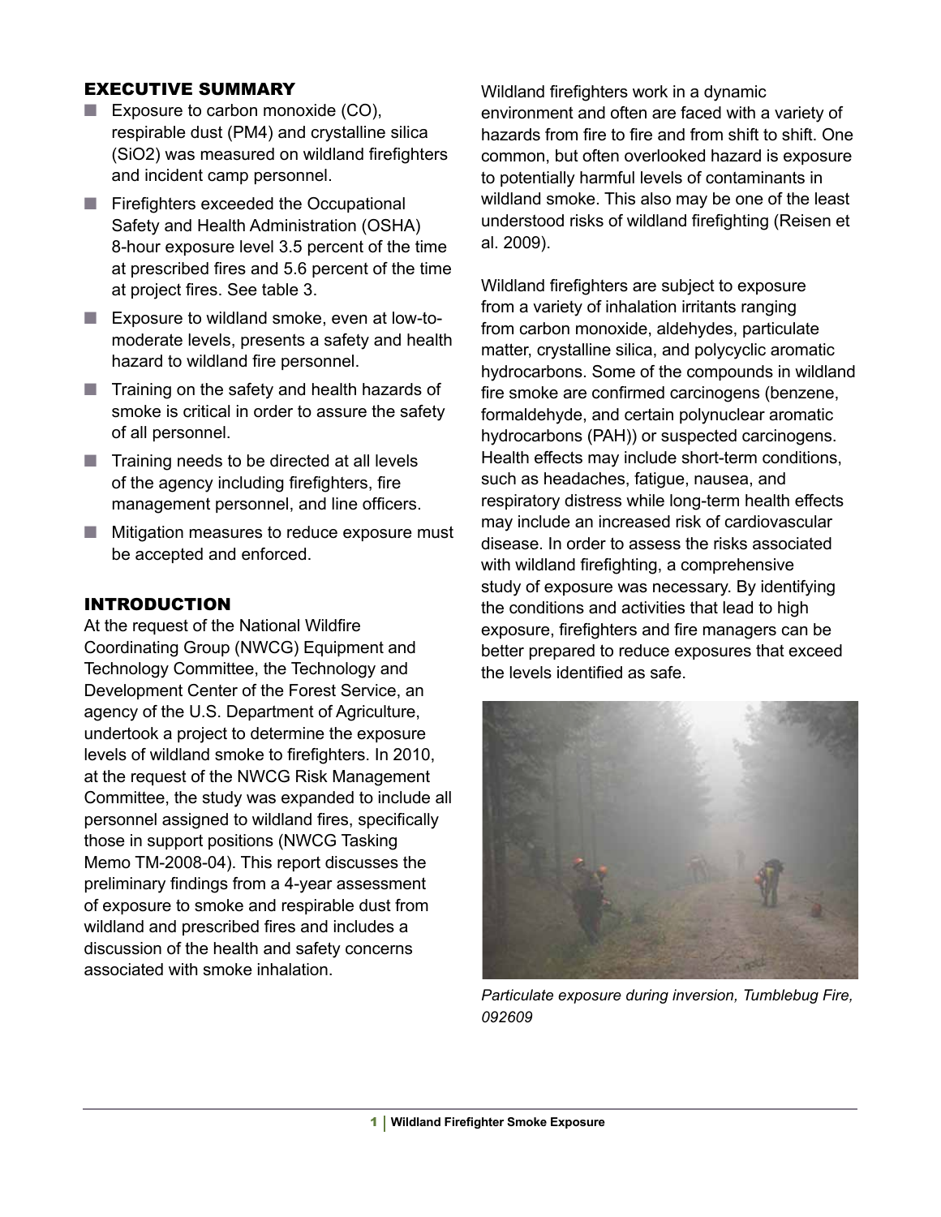## EXECUTIVE SUMMARY

- Exposure to carbon monoxide (CO), respirable dust (PM4) and crystalline silica ($SiO_2$) was measured on wildland firefighters and incident camp personnel.
- Firefighters exceeded the Occupational Safety and Health Administration (OSHA) 8-hour exposure level 3.5 percent of the time at prescribed fires and 5.6 percent of the time at project fires. See table 3.
- Exposure to wildland smoke, even at low-to-moderate levels, presents a safety and health hazard to wildland fire personnel.
- Training on the safety and health hazards of smoke is critical in order to assure the safety of all personnel.
- Training needs to be directed at all levels of the agency including firefighters, fire management personnel, and line officers.
- Mitigation measures to reduce exposure must be accepted and enforced.

## INTRODUCTION

At the request of the National Wildfire Coordinating Group (NWCG) Equipment and Technology Committee, the Technology and Development Center of the Forest Service, an agency of the U.S. Department of Agriculture, undertook a project to determine the exposure levels of wildland smoke to firefighters. In 2010, at the request of the NWCG Risk Management Committee, the study was expanded to include all personnel assigned to wildland fires, specifically those in support positions (NWCG Tasking Memo TM-2008-04). This report discusses the preliminary findings from a 4-year assessment of exposure to smoke and respirable dust from wildland and prescribed fires and includes a discussion of the health and safety concerns associated with smoke inhalation.

Wildland firefighters work in a dynamic environment and often are faced with a variety of hazards from fire to fire and from shift to shift. One common, but often overlooked hazard is exposure to potentially harmful levels of contaminants in wildland smoke. This also may be one of the least understood risks of wildland firefighting (Reisen et al. 2009).

Wildland firefighters are subject to exposure from a variety of inhalation irritants ranging from carbon monoxide, aldehydes, particulate matter, crystalline silica, and polycyclic aromatic hydrocarbons. Some of the compounds in wildland fire smoke are confirmed carcinogens (benzene, formaldehyde, and certain polynuclear aromatic hydrocarbons (PAH)) or suspected carcinogens. Health effects may include short-term conditions, such as headaches, fatigue, nausea, and respiratory distress while long-term health effects may include an increased risk of cardiovascular disease. In order to assess the risks associated with wildland firefighting, a comprehensive study of exposure was necessary. By identifying the conditions and activities that lead to high exposure, firefighters and fire managers can be better prepared to reduce exposures that exceed the levels identified as safe.

*Particulate exposure during inversion, Tumblebug Fire, 092609*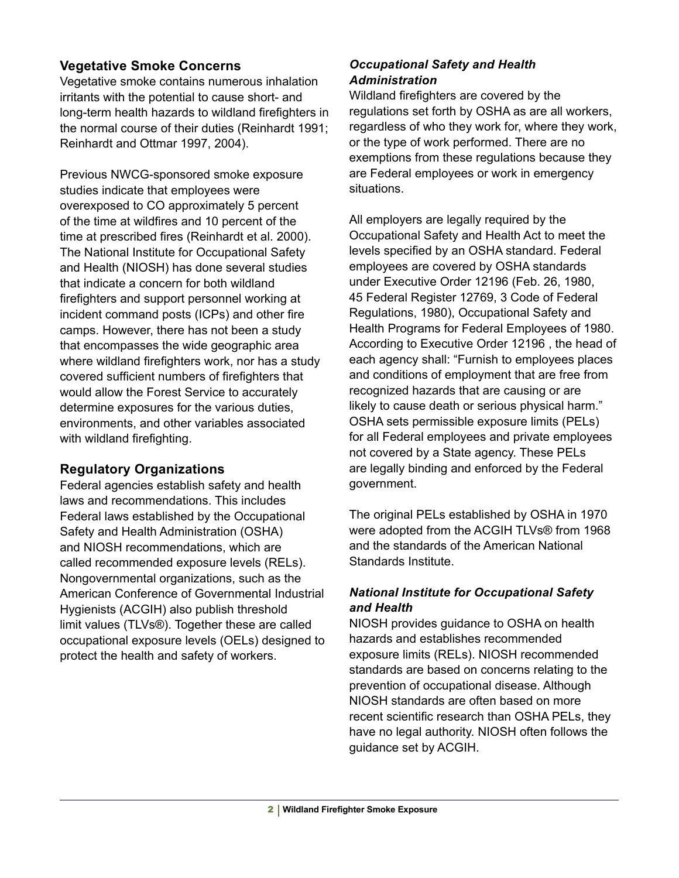## Vegetative Smoke Concerns

Vegetative smoke contains numerous inhalation irritants with the potential to cause short- and long-term health hazards to wildland firefighters in the normal course of their duties (Reinhardt 1991; Reinhardt and Ottmar 1997, 2004).

Previous NWCG-sponsored smoke exposure studies indicate that employees were overexposed to CO approximately 5 percent of the time at wildfires and 10 percent of the time at prescribed fires (Reinhardt et al. 2000). The National Institute for Occupational Safety and Health (NIOSH) has done several studies that indicate a concern for both wildland firefighters and support personnel working at incident command posts (ICPs) and other fire camps. However, there has not been a study that encompasses the wide geographic area where wildland firefighters work, nor has a study covered sufficient numbers of firefighters that would allow the Forest Service to accurately determine exposures for the various duties, environments, and other variables associated with wildland firefighting.

## Regulatory Organizations

Federal agencies establish safety and health laws and recommendations. This includes Federal laws established by the Occupational Safety and Health Administration (OSHA) and NIOSH recommendations, which are called recommended exposure levels (RELs). Nongovernmental organizations, such as the American Conference of Governmental Industrial Hygienists (ACGIH) also publish threshold limit values (TLVs®). Together these are called occupational exposure levels (OELs) designed to protect the health and safety of workers.

### *Occupational Safety and Health Administration*

Wildland firefighters are covered by the regulations set forth by OSHA as are all workers, regardless of who they work for, where they work, or the type of work performed. There are no exemptions from these regulations because they are Federal employees or work in emergency situations.

All employers are legally required by the Occupational Safety and Health Act to meet the levels specified by an OSHA standard. Federal employees are covered by OSHA standards under Executive Order 12196 (Feb. 26, 1980, 45 Federal Register 12769, 3 Code of Federal Regulations, 1980), Occupational Safety and Health Programs for Federal Employees of 1980. According to Executive Order 12196 , the head of each agency shall: “Furnish to employees places and conditions of employment that are free from recognized hazards that are causing or are likely to cause death or serious physical harm.” OSHA sets permissible exposure limits (PELs) for all Federal employees and private employees not covered by a State agency. These PELs are legally binding and enforced by the Federal government.

The original PELs established by OSHA in 1970 were adopted from the ACGIH TLVs® from 1968 and the standards of the American National Standards Institute.

### *National Institute for Occupational Safety and Health*

NIOSH provides guidance to OSHA on health hazards and establishes recommended exposure limits (RELs). NIOSH recommended standards are based on concerns relating to the prevention of occupational disease. Although NIOSH standards are often based on more recent scientific research than OSHA PELs, they have no legal authority. NIOSH often follows the guidance set by ACGIH.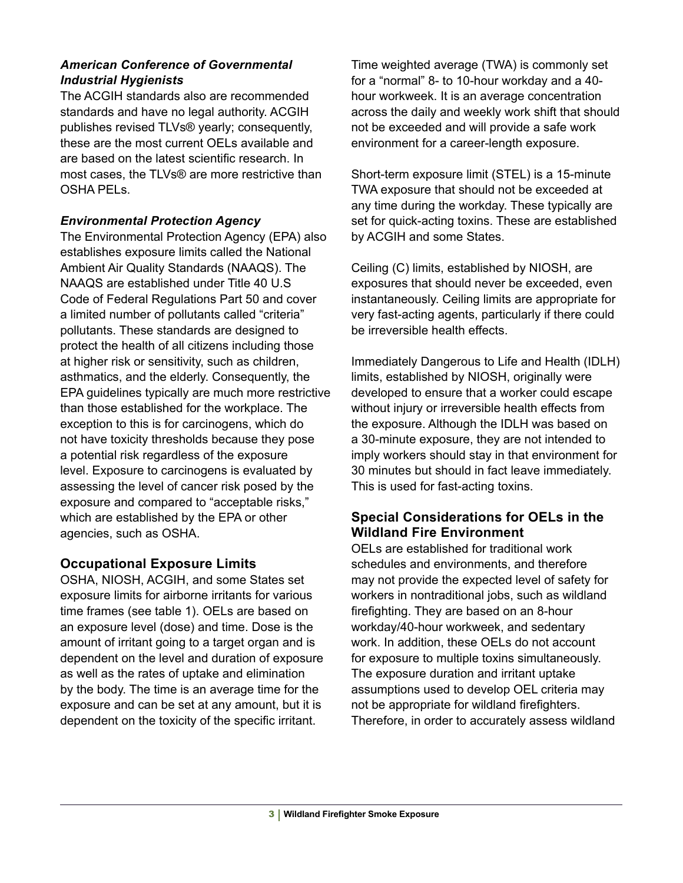### *American Conference of Governmental Industrial Hygienists*

The ACGIH standards also are recommended standards and have no legal authority. ACGIH publishes revised TLVs® yearly; consequently, these are the most current OELs available and are based on the latest scientific research. In most cases, the TLVs® are more restrictive than OSHA PELs.

### *Environmental Protection Agency*

The Environmental Protection Agency (EPA) also establishes exposure limits called the National Ambient Air Quality Standards (NAAQS). The NAAQS are established under Title 40 U.S Code of Federal Regulations Part 50 and cover a limited number of pollutants called "criteria" pollutants. These standards are designed to protect the health of all citizens including those at higher risk or sensitivity, such as children, asthmatics, and the elderly. Consequently, the EPA guidelines typically are much more restrictive than those established for the workplace. The exception to this is for carcinogens, which do not have toxicity thresholds because they pose a potential risk regardless of the exposure level. Exposure to carcinogens is evaluated by assessing the level of cancer risk posed by the exposure and compared to "acceptable risks," which are established by the EPA or other agencies, such as OSHA.

## Occupational Exposure Limits

OSHA, NIOSH, ACGIH, and some States set exposure limits for airborne irritants for various time frames (see table 1). OELs are based on an exposure level (dose) and time. Dose is the amount of irritant going to a target organ and is dependent on the level and duration of exposure as well as the rates of uptake and elimination by the body. The time is an average time for the exposure and can be set at any amount, but it is dependent on the toxicity of the specific irritant.

Time weighted average (TWA) is commonly set for a "normal" 8- to 10-hour workday and a 40-hour workweek. It is an average concentration across the daily and weekly work shift that should not be exceeded and will provide a safe work environment for a career-length exposure.

Short-term exposure limit (STEL) is a 15-minute TWA exposure that should not be exceeded at any time during the workday. These typically are set for quick-acting toxins. These are established by ACGIH and some States.

Ceiling (C) limits, established by NIOSH, are exposures that should never be exceeded, even instantaneously. Ceiling limits are appropriate for very fast-acting agents, particularly if there could be irreversible health effects.

Immediately Dangerous to Life and Health (IDLH) limits, established by NIOSH, originally were developed to ensure that a worker could escape without injury or irreversible health effects from the exposure. Although the IDLH was based on a 30-minute exposure, they are not intended to imply workers should stay in that environment for 30 minutes but should in fact leave immediately. This is used for fast-acting toxins.

## Special Considerations for OELs in the Wildland Fire Environment

OELs are established for traditional work schedules and environments, and therefore may not provide the expected level of safety for workers in nontraditional jobs, such as wildland firefighting. They are based on an 8-hour workday/40-hour workweek, and sedentary work. In addition, these OELs do not account for exposure to multiple toxins simultaneously. The exposure duration and irritant uptake assumptions used to develop OEL criteria may not be appropriate for wildland firefighters. Therefore, in order to accurately assess wildland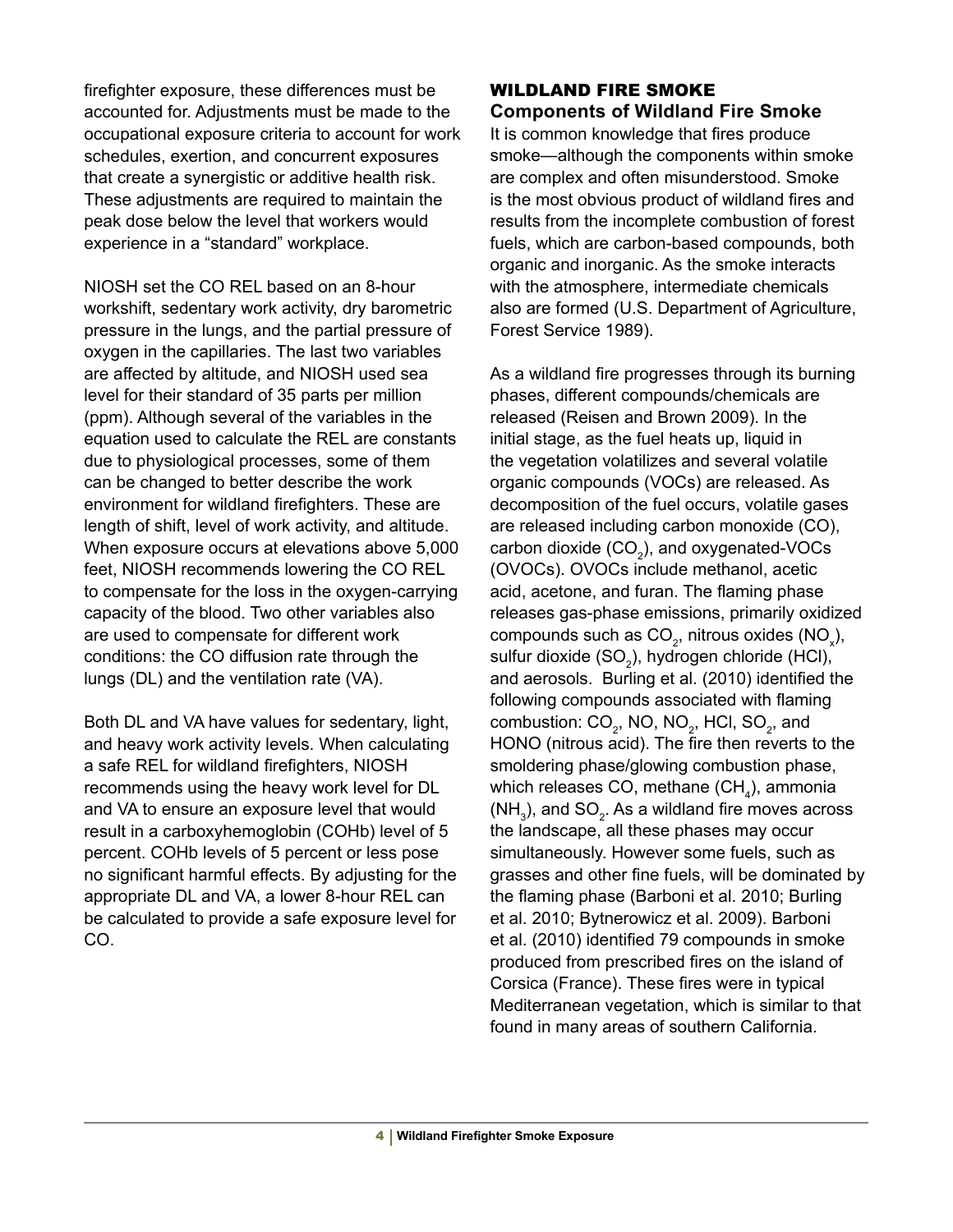firefighter exposure, these differences must be accounted for. Adjustments must be made to the occupational exposure criteria to account for work schedules, exertion, and concurrent exposures that create a synergistic or additive health risk. These adjustments are required to maintain the peak dose below the level that workers would experience in a "standard" workplace.

NIOSH set the CO REL based on an 8-hour workshift, sedentary work activity, dry barometric pressure in the lungs, and the partial pressure of oxygen in the capillaries. The last two variables are affected by altitude, and NIOSH used sea level for their standard of 35 parts per million (ppm). Although several of the variables in the equation used to calculate the REL are constants due to physiological processes, some of them can be changed to better describe the work environment for wildland firefighters. These are length of shift, level of work activity, and altitude. When exposure occurs at elevations above 5,000 feet, NIOSH recommends lowering the CO REL to compensate for the loss in the oxygen-carrying capacity of the blood. Two other variables also are used to compensate for different work conditions: the CO diffusion rate through the lungs (DL) and the ventilation rate (VA).

Both DL and VA have values for sedentary, light, and heavy work activity levels. When calculating a safe REL for wildland firefighters, NIOSH recommends using the heavy work level for DL and VA to ensure an exposure level that would result in a carboxyhemoglobin (COHb) level of 5 percent. COHb levels of 5 percent or less pose no significant harmful effects. By adjusting for the appropriate DL and VA, a lower 8-hour REL can be calculated to provide a safe exposure level for CO.

## WILDLAND FIRE SMOKE

### Components of Wildland Fire Smoke

It is common knowledge that fires produce smoke—although the components within smoke are complex and often misunderstood. Smoke is the most obvious product of wildland fires and results from the incomplete combustion of forest fuels, which are carbon-based compounds, both organic and inorganic. As the smoke interacts with the atmosphere, intermediate chemicals also are formed (U.S. Department of Agriculture, Forest Service 1989).

As a wildland fire progresses through its burning phases, different compounds/chemicals are released (Reisen and Brown 2009). In the initial stage, as the fuel heats up, liquid in the vegetation volatilizes and several volatile organic compounds (VOCs) are released. As decomposition of the fuel occurs, volatile gases are released including carbon monoxide (CO), carbon dioxide ($CO_2$), and oxygenated-VOCs (OVOCs). OVOCs include methanol, acetic acid, acetone, and furan. The flaming phase releases gas-phase emissions, primarily oxidized compounds such as $CO_2$, nitrous oxides ($NO_x$), sulfur dioxide ($SO_2$), hydrogen chloride (HCl), and aerosols. Burling et al. (2010) identified the following compounds associated with flaming combustion: $CO_2$, NO, $NO_2$, HCl, $SO_2$, and HONO (nitrous acid). The fire then reverts to the smoldering phase/glowing combustion phase, which releases CO, methane ($CH_4$), ammonia ($NH_3$), and $SO_2$. As a wildland fire moves across the landscape, all these phases may occur simultaneously. However some fuels, such as grasses and other fine fuels, will be dominated by the flaming phase (Barboni et al. 2010; Burling et al. 2010; Bytnerowicz et al. 2009). Barboni et al. (2010) identified 79 compounds in smoke produced from prescribed fires on the island of Corsica (France). These fires were in typical Mediterranean vegetation, which is similar to that found in many areas of southern California.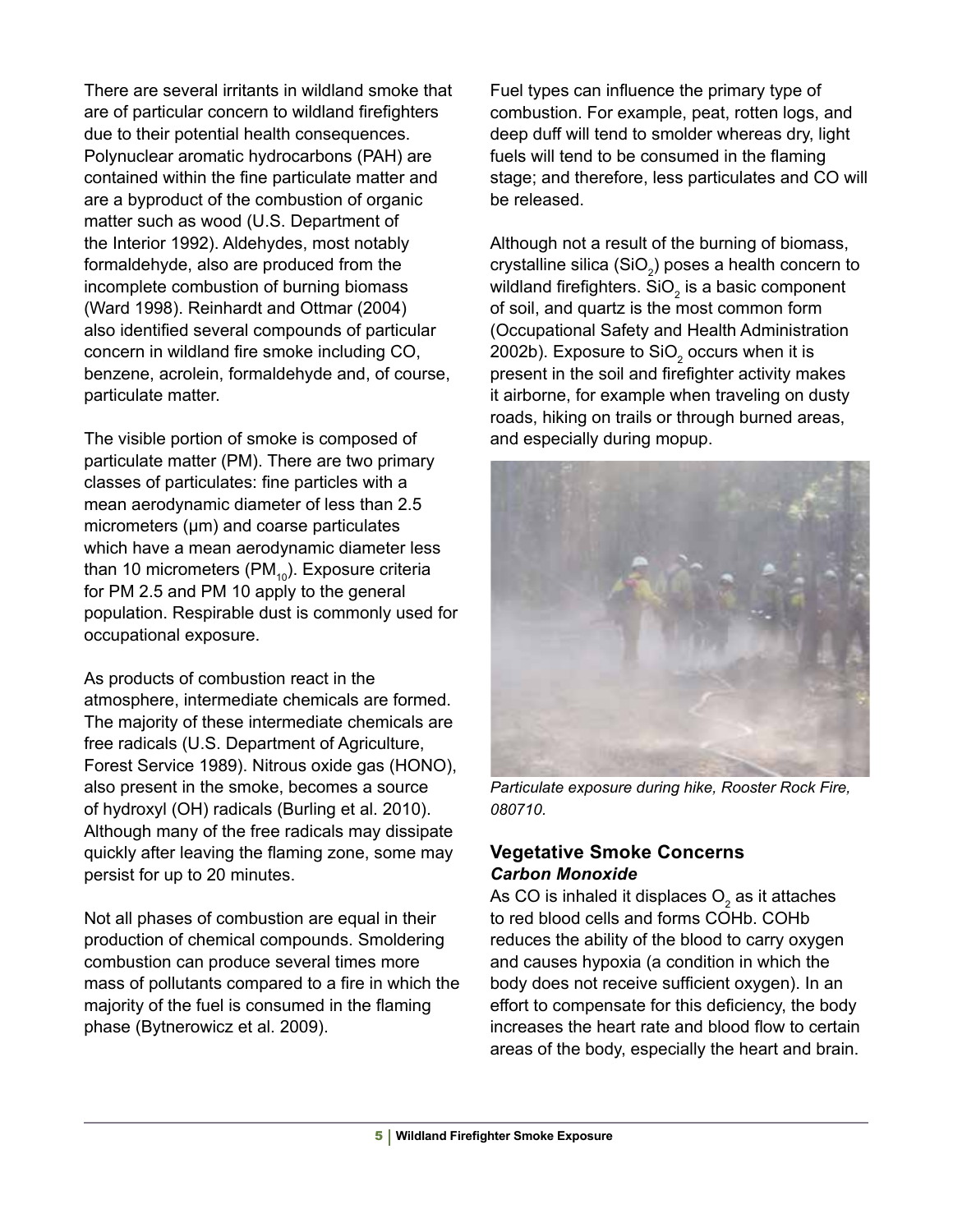There are several irritants in wildland smoke that are of particular concern to wildland firefighters due to their potential health consequences. Polynuclear aromatic hydrocarbons (PAH) are contained within the fine particulate matter and are a byproduct of the combustion of organic matter such as wood (U.S. Department of the Interior 1992). Aldehydes, most notably formaldehyde, also are produced from the incomplete combustion of burning biomass (Ward 1998). Reinhardt and Ottmar (2004) also identified several compounds of particular concern in wildland fire smoke including CO, benzene, acrolein, formaldehyde and, of course, particulate matter.

The visible portion of smoke is composed of particulate matter (PM). There are two primary classes of particulates: fine particles with a mean aerodynamic diameter of less than 2.5 micrometers (µm) and coarse particulates which have a mean aerodynamic diameter less than 10 micrometers ($PM_{10}$). Exposure criteria for PM 2.5 and PM 10 apply to the general population. Respirable dust is commonly used for occupational exposure.

As products of combustion react in the atmosphere, intermediate chemicals are formed. The majority of these intermediate chemicals are free radicals (U.S. Department of Agriculture, Forest Service 1989). Nitrous oxide gas (HONO), also present in the smoke, becomes a source of hydroxyl (OH) radicals (Burling et al. 2010). Although many of the free radicals may dissipate quickly after leaving the flaming zone, some may persist for up to 20 minutes.

Not all phases of combustion are equal in their production of chemical compounds. Smoldering combustion can produce several times more mass of pollutants compared to a fire in which the majority of the fuel is consumed in the flaming phase (Bytnerowicz et al. 2009).

Fuel types can influence the primary type of combustion. For example, peat, rotten logs, and deep duff will tend to smolder whereas dry, light fuels will tend to be consumed in the flaming stage; and therefore, less particulates and CO will be released.

Although not a result of the burning of biomass, crystalline silica ($SiO_2$) poses a health concern to wildland firefighters. $SiO_2$ is a basic component of soil, and quartz is the most common form (Occupational Safety and Health Administration 2002b). Exposure to $SiO_2$ occurs when it is present in the soil and firefighter activity makes it airborne, for example when traveling on dusty roads, hiking on trails or through burned areas, and especially during mopup.

*Particulate exposure during hike, Rooster Rock Fire, 080710.*

## Vegetative Smoke Concerns

### *Carbon Monoxide*

As CO is inhaled it displaces $O_2$ as it attaches to red blood cells and forms COHb. COHb reduces the ability of the blood to carry oxygen and causes hypoxia (a condition in which the body does not receive sufficient oxygen). In an effort to compensate for this deficiency, the body increases the heart rate and blood flow to certain areas of the body, especially the heart and brain.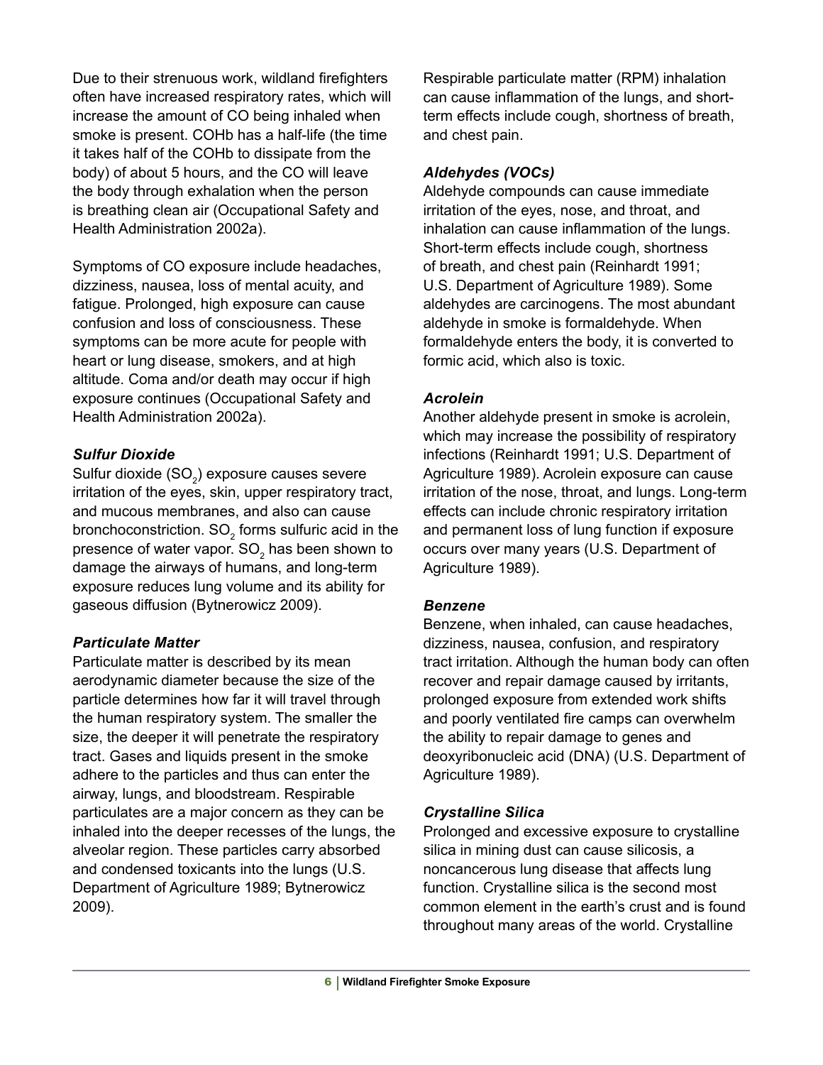Due to their strenuous work, wildland firefighters often have increased respiratory rates, which will increase the amount of CO being inhaled when smoke is present. COHb has a half-life (the time it takes half of the COHb to dissipate from the body) of about 5 hours, and the CO will leave the body through exhalation when the person is breathing clean air (Occupational Safety and Health Administration 2002a).

Symptoms of CO exposure include headaches, dizziness, nausea, loss of mental acuity, and fatigue. Prolonged, high exposure can cause confusion and loss of consciousness. These symptoms can be more acute for people with heart or lung disease, smokers, and at high altitude. Coma and/or death may occur if high exposure continues (Occupational Safety and Health Administration 2002a).

### *Sulfur Dioxide*

Sulfur dioxide ($SO_2$) exposure causes severe irritation of the eyes, skin, upper respiratory tract, and mucous membranes, and also can cause bronchoconstriction. $SO_2$ forms sulfuric acid in the presence of water vapor. $SO_2$ has been shown to damage the airways of humans, and long-term exposure reduces lung volume and its ability for gaseous diffusion (Bytnerowicz 2009).

### *Particulate Matter*

Particulate matter is described by its mean aerodynamic diameter because the size of the particle determines how far it will travel through the human respiratory system. The smaller the size, the deeper it will penetrate the respiratory tract. Gases and liquids present in the smoke adhere to the particles and thus can enter the airway, lungs, and bloodstream. Respirable particulates are a major concern as they can be inhaled into the deeper recesses of the lungs, the alveolar region. These particles carry absorbed and condensed toxicants into the lungs (U.S. Department of Agriculture 1989; Bytnerowicz 2009).

Respirable particulate matter (RPM) inhalation can cause inflammation of the lungs, and short-term effects include cough, shortness of breath, and chest pain.

### *Aldehydes (VOCs)*

Aldehyde compounds can cause immediate irritation of the eyes, nose, and throat, and inhalation can cause inflammation of the lungs. Short-term effects include cough, shortness of breath, and chest pain (Reinhardt 1991; U.S. Department of Agriculture 1989). Some aldehydes are carcinogens. The most abundant aldehyde in smoke is formaldehyde. When formaldehyde enters the body, it is converted to formic acid, which also is toxic.

### *Acrolein*

Another aldehyde present in smoke is acrolein, which may increase the possibility of respiratory infections (Reinhardt 1991; U.S. Department of Agriculture 1989). Acrolein exposure can cause irritation of the nose, throat, and lungs. Long-term effects can include chronic respiratory irritation and permanent loss of lung function if exposure occurs over many years (U.S. Department of Agriculture 1989).

### *Benzene*

Benzene, when inhaled, can cause headaches, dizziness, nausea, confusion, and respiratory tract irritation. Although the human body can often recover and repair damage caused by irritants, prolonged exposure from extended work shifts and poorly ventilated fire camps can overwhelm the ability to repair damage to genes and deoxyribonucleic acid (DNA) (U.S. Department of Agriculture 1989).

### *Crystalline Silica*

Prolonged and excessive exposure to crystalline silica in mining dust can cause silicosis, a noncancerous lung disease that affects lung function. Crystalline silica is the second most common element in the earth's crust and is found throughout many areas of the world. Crystalline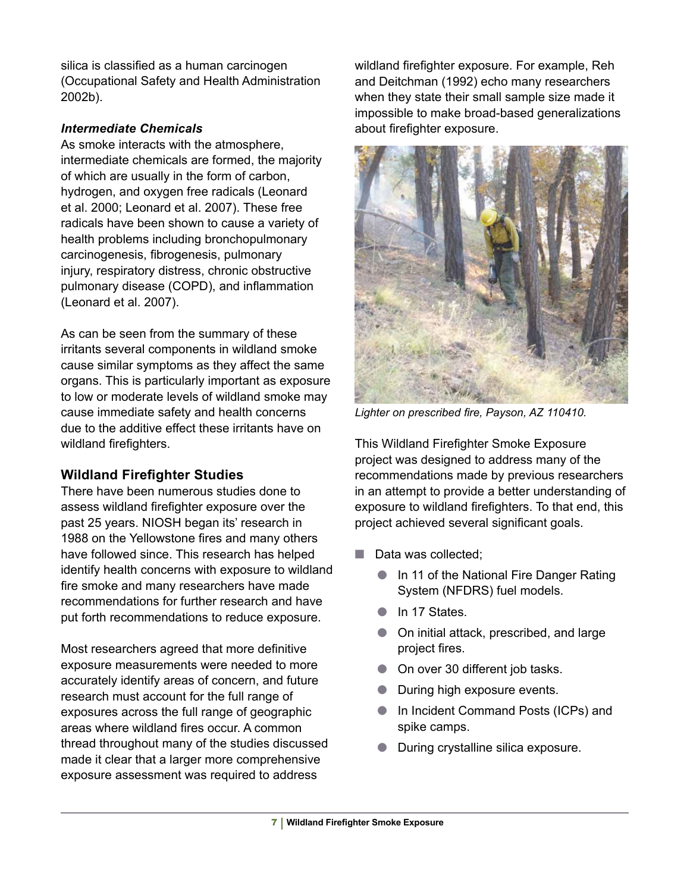silica is classified as a human carcinogen (Occupational Safety and Health Administration 2002b).

### *Intermediate Chemicals*

As smoke interacts with the atmosphere, intermediate chemicals are formed, the majority of which are usually in the form of carbon, hydrogen, and oxygen free radicals (Leonard et al. 2000; Leonard et al. 2007). These free radicals have been shown to cause a variety of health problems including bronchopulmonary carcinogenesis, fibrogenesis, pulmonary injury, respiratory distress, chronic obstructive pulmonary disease (COPD), and inflammation (Leonard et al. 2007).

As can be seen from the summary of these irritants several components in wildland smoke cause similar symptoms as they affect the same organs. This is particularly important as exposure to low or moderate levels of wildland smoke may cause immediate safety and health concerns due to the additive effect these irritants have on wildland firefighters.

## Wildland Firefighter Studies

There have been numerous studies done to assess wildland firefighter exposure over the past 25 years. NIOSH began its' research in 1988 on the Yellowstone fires and many others have followed since. This research has helped identify health concerns with exposure to wildland fire smoke and many researchers have made recommendations for further research and have put forth recommendations to reduce exposure.

Most researchers agreed that more definitive exposure measurements were needed to more accurately identify areas of concern, and future research must account for the full range of exposures across the full range of geographic areas where wildland fires occur. A common thread throughout many of the studies discussed made it clear that a larger more comprehensive exposure assessment was required to address wildland firefighter exposure. For example, Reh and Deitchman (1992) echo many researchers when they state their small sample size made it impossible to make broad-based generalizations about firefighter exposure.

*Lighter on prescribed fire, Payson, AZ 110410.*

This Wildland Firefighter Smoke Exposure project was designed to address many of the recommendations made by previous researchers in an attempt to provide a better understanding of exposure to wildland firefighters. To that end, this project achieved several significant goals.

- Data was collected;
  - In 11 of the National Fire Danger Rating System (NFDRS) fuel models.
  - In 17 States.
  - On initial attack, prescribed, and large project fires.
  - On over 30 different job tasks.
  - During high exposure events.
  - In Incident Command Posts (ICPs) and spike camps.
  - During crystalline silica exposure.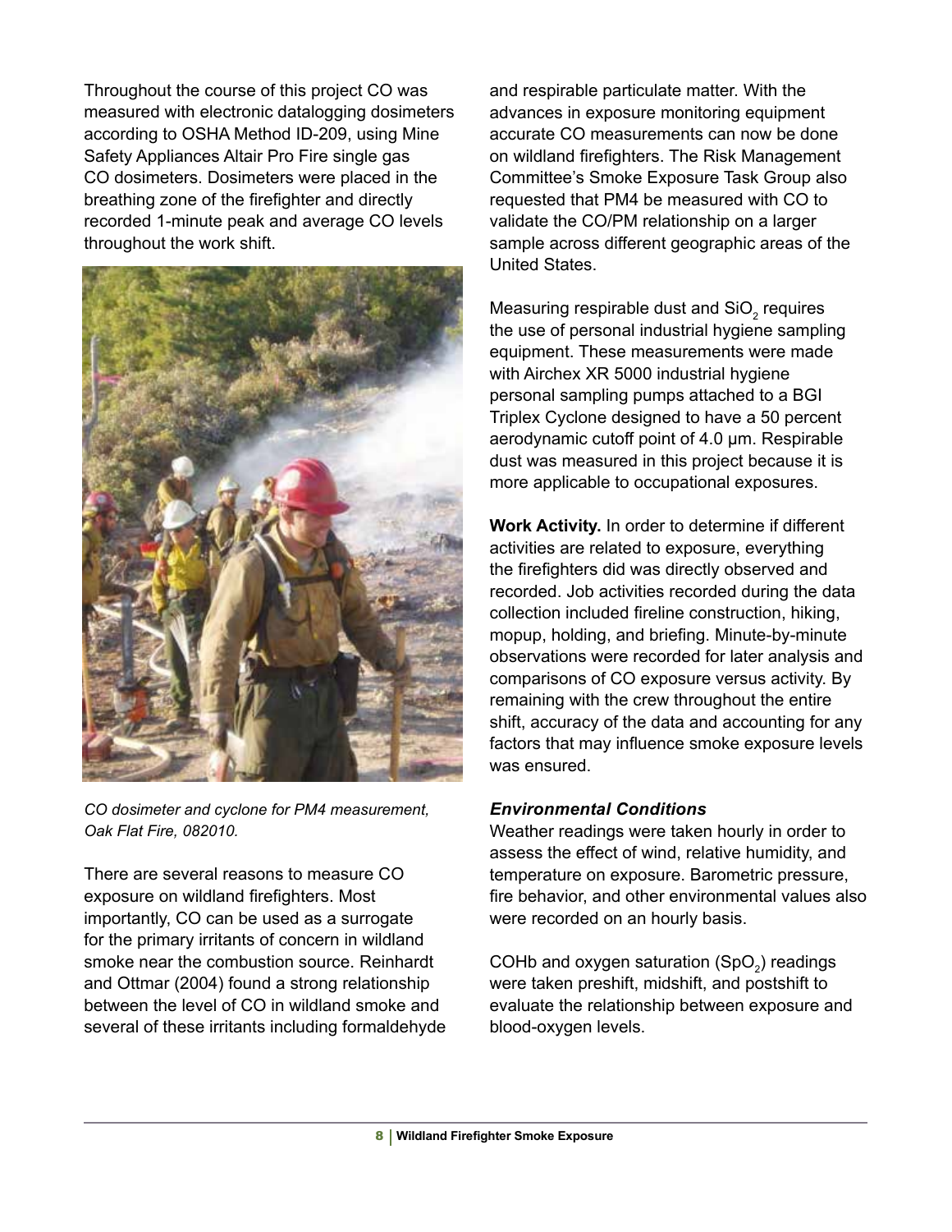Throughout the course of this project CO was measured with electronic datalogging dosimeters according to OSHA Method ID-209, using Mine Safety Appliances Altair Pro Fire single gas CO dosimeters. Dosimeters were placed in the breathing zone of the firefighter and directly recorded 1-minute peak and average CO levels throughout the work shift.

*CO dosimeter and cyclone for PM4 measurement, Oak Flat Fire, 082010.*

There are several reasons to measure CO exposure on wildland firefighters. Most importantly, CO can be used as a surrogate for the primary irritants of concern in wildland smoke near the combustion source. Reinhardt and Ottmar (2004) found a strong relationship between the level of CO in wildland smoke and several of these irritants including formaldehyde and respirable particulate matter. With the advances in exposure monitoring equipment accurate CO measurements can now be done on wildland firefighters. The Risk Management Committee's Smoke Exposure Task Group also requested that PM4 be measured with CO to validate the CO/PM relationship on a larger sample across different geographic areas of the United States.

Measuring respirable dust and $SiO_2$ requires the use of personal industrial hygiene sampling equipment. These measurements were made with Airchex XR 5000 industrial hygiene personal sampling pumps attached to a BGI Triplex Cyclone designed to have a 50 percent aerodynamic cutoff point of 4.0 µm. Respirable dust was measured in this project because it is more applicable to occupational exposures.

**Work Activity.** In order to determine if different activities are related to exposure, everything the firefighters did was directly observed and recorded. Job activities recorded during the data collection included fireline construction, hiking, mopup, holding, and briefing. Minute-by-minute observations were recorded for later analysis and comparisons of CO exposure versus activity. By remaining with the crew throughout the entire shift, accuracy of the data and accounting for any factors that may influence smoke exposure levels was ensured.

### *Environmental Conditions*

Weather readings were taken hourly in order to assess the effect of wind, relative humidity, and temperature on exposure. Barometric pressure, fire behavior, and other environmental values also were recorded on an hourly basis.

COHb and oxygen saturation ($SpO_2$) readings were taken preshift, midshift, and postshift to evaluate the relationship between exposure and blood-oxygen levels.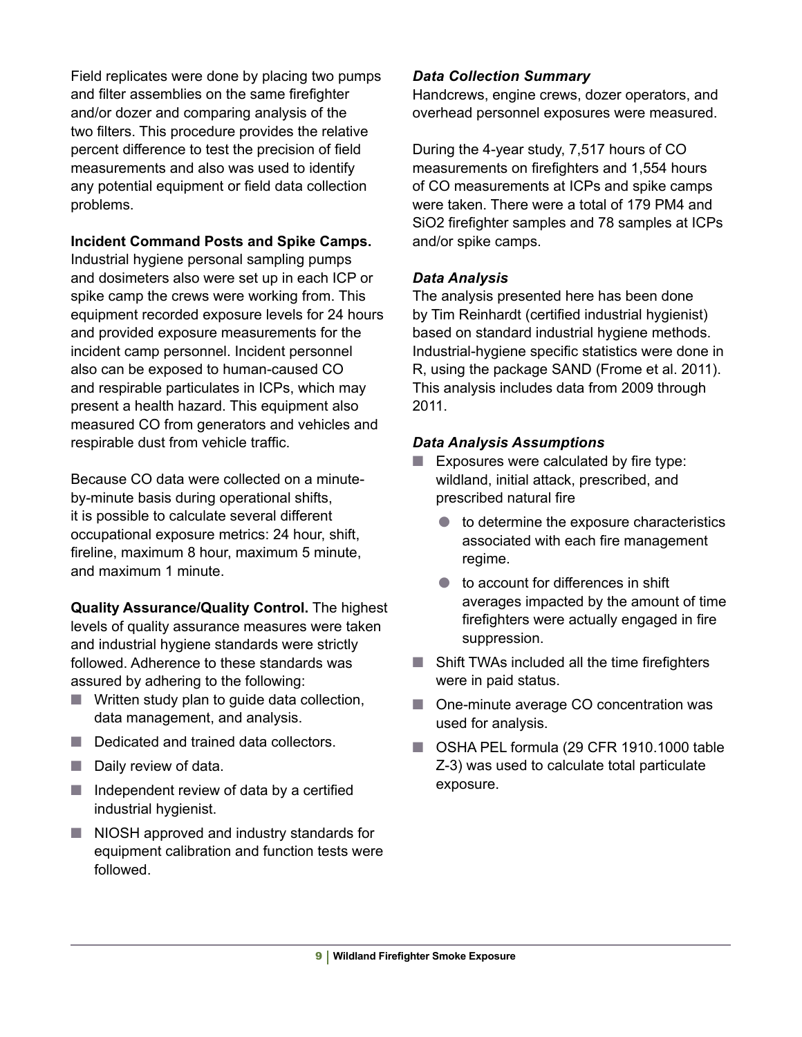Field replicates were done by placing two pumps and filter assemblies on the same firefighter and/or dozer and comparing analysis of the two filters. This procedure provides the relative percent difference to test the precision of field measurements and also was used to identify any potential equipment or field data collection problems.

**Incident Command Posts and Spike Camps.** Industrial hygiene personal sampling pumps and dosimeters also were set up in each ICP or spike camp the crews were working from. This equipment recorded exposure levels for 24 hours and provided exposure measurements for the incident camp personnel. Incident personnel also can be exposed to human-caused CO and respirable particulates in ICPs, which may present a health hazard. This equipment also measured CO from generators and vehicles and respirable dust from vehicle traffic.

Because CO data were collected on a minute-by-minute basis during operational shifts, it is possible to calculate several different occupational exposure metrics: 24 hour, shift, fireline, maximum 8 hour, maximum 5 minute, and maximum 1 minute.

**Quality Assurance/Quality Control.** The highest levels of quality assurance measures were taken and industrial hygiene standards were strictly followed. Adherence to these standards was assured by adhering to the following:

- Written study plan to guide data collection, data management, and analysis.
- Dedicated and trained data collectors.
- Daily review of data.
- Independent review of data by a certified industrial hygienist.
- NIOSH approved and industry standards for equipment calibration and function tests were followed.

### *Data Collection Summary*

Handcrews, engine crews, dozer operators, and overhead personnel exposures were measured.

During the 4-year study, 7,517 hours of CO measurements on firefighters and 1,554 hours of CO measurements at ICPs and spike camps were taken. There were a total of 179 PM4 and $SiO_2$ firefighter samples and 78 samples at ICPs and/or spike camps.

### *Data Analysis*

The analysis presented here has been done by Tim Reinhardt (certified industrial hygienist) based on standard industrial hygiene methods. Industrial-hygiene specific statistics were done in R, using the package SAND (Frome et al. 2011). This analysis includes data from 2009 through 2011.

### *Data Analysis Assumptions*

- Exposures were calculated by fire type: wildland, initial attack, prescribed, and prescribed natural fire
  - to determine the exposure characteristics associated with each fire management regime.
  - to account for differences in shift averages impacted by the amount of time firefighters were actually engaged in fire suppression.
- Shift TWAs included all the time firefighters were in paid status.
- One-minute average CO concentration was used for analysis.
- OSHA PEL formula (29 CFR 1910.1000 table Z-3) was used to calculate total particulate exposure.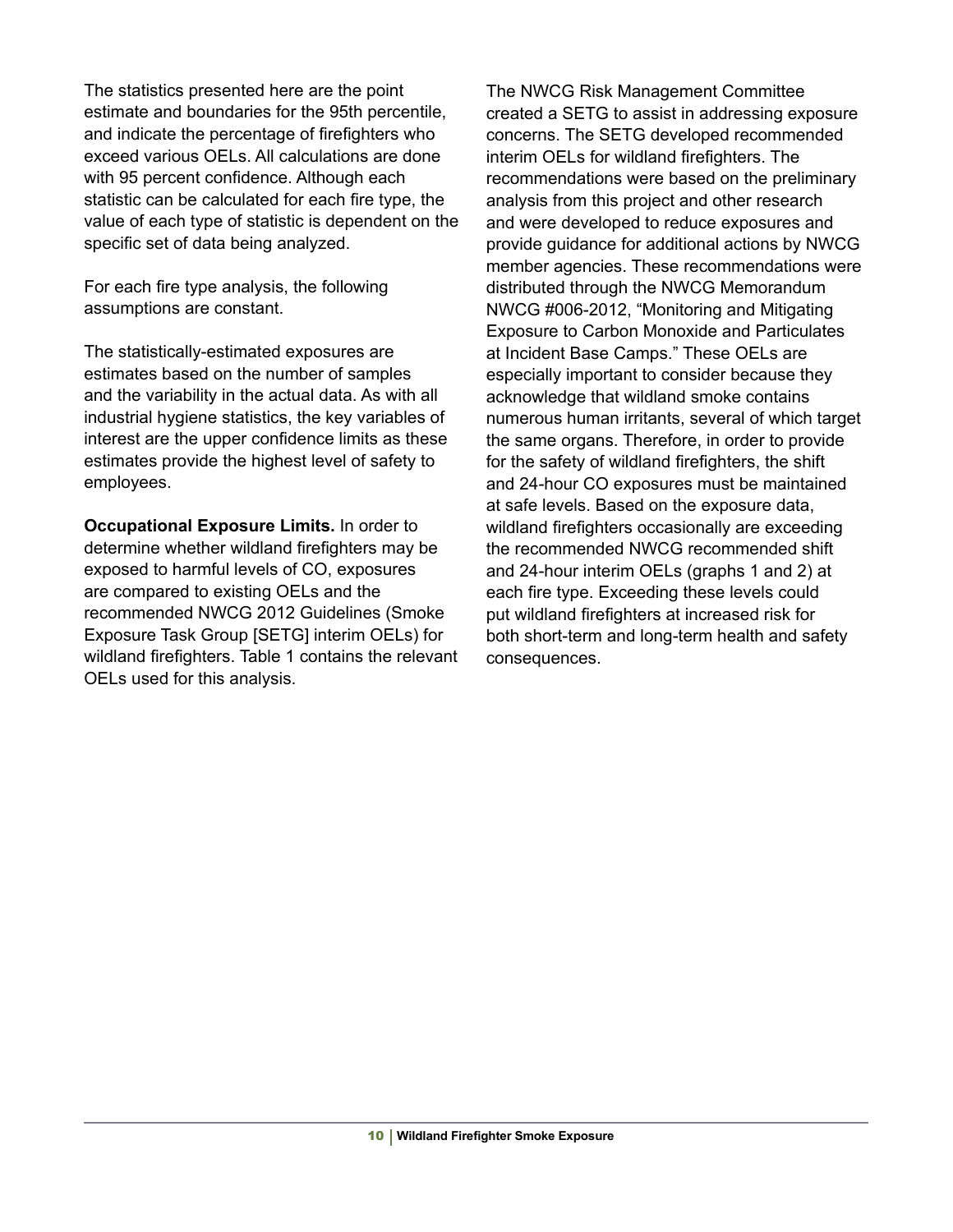The statistics presented here are the point estimate and boundaries for the 95th percentile, and indicate the percentage of firefighters who exceed various OELs. All calculations are done with 95 percent confidence. Although each statistic can be calculated for each fire type, the value of each type of statistic is dependent on the specific set of data being analyzed.

For each fire type analysis, the following assumptions are constant.

The statistically-estimated exposures are estimates based on the number of samples and the variability in the actual data. As with all industrial hygiene statistics, the key variables of interest are the upper confidence limits as these estimates provide the highest level of safety to employees.

**Occupational Exposure Limits.** In order to determine whether wildland firefighters may be exposed to harmful levels of CO, exposures are compared to existing OELs and the recommended NWCG 2012 Guidelines (Smoke Exposure Task Group [SETG] interim OELs) for wildland firefighters. Table 1 contains the relevant OELs used for this analysis.

The NWCG Risk Management Committee created a SETG to assist in addressing exposure concerns. The SETG developed recommended interim OELs for wildland firefighters. The recommendations were based on the preliminary analysis from this project and other research and were developed to reduce exposures and provide guidance for additional actions by NWCG member agencies. These recommendations were distributed through the NWCG Memorandum NWCG #006-2012, "Monitoring and Mitigating Exposure to Carbon Monoxide and Particulates at Incident Base Camps." These OELs are especially important to consider because they acknowledge that wildland smoke contains numerous human irritants, several of which target the same organs. Therefore, in order to provide for the safety of wildland firefighters, the shift and 24-hour CO exposures must be maintained at safe levels. Based on the exposure data, wildland firefighters occasionally are exceeding the recommended NWCG recommended shift and 24-hour interim OELs (graphs 1 and 2) at each fire type. Exceeding these levels could put wildland firefighters at increased risk for both short-term and long-term health and safety consequences.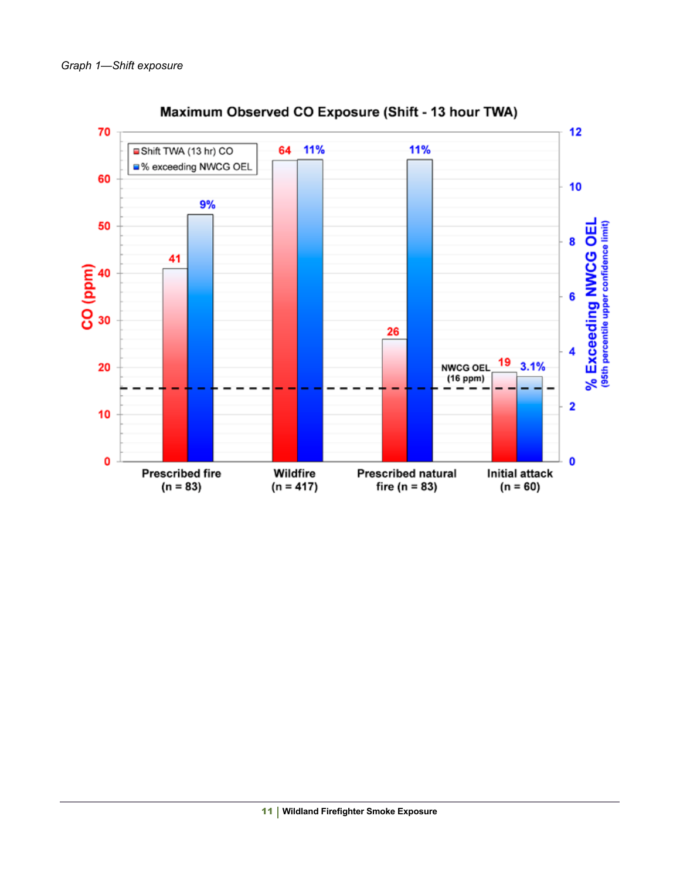*Graph 1—Shift exposure*

**Maximum Observed CO Exposure (Shift - 13 hour TWA)**

| Category | Shift TWA (13 hr) CO (ppm) | % exceeding NWCG OEL (95th percentile upper confidence limit) |
|---|---|---|
| Prescribed fire (n = 83) | 41 | 9% |
| Wildfire (n = 417) | 64 | 11% |
| Prescribed natural fire (n = 83) | 26 | 11% |
| Initial attack (n = 60) | 19 | 3.1% |

NWCG OEL (16 ppm)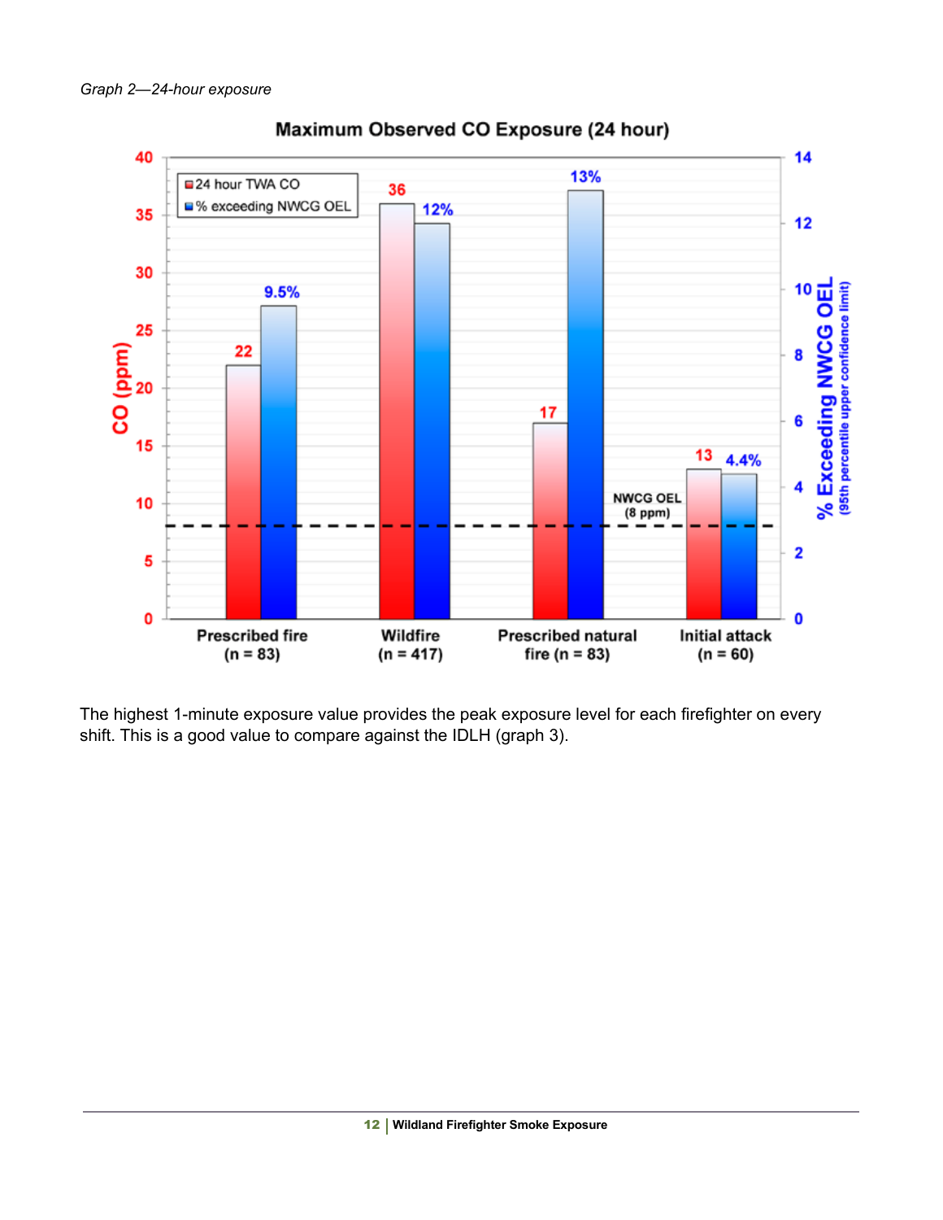*Graph 2—24-hour exposure*

**Maximum Observed CO Exposure (24 hour)**

| | 24 hour TWA CO (ppm) | % exceeding NWCG OEL |
|---|---|---|
| Prescribed fire (n = 83) | 22 | 9.5% |
| Wildfire (n = 417) | 36 | 12% |
| Prescribed natural fire (n = 83) | 17 | 13% |
| Initial attack (n = 60) | 13 | 4.4% |

NWCG OEL (8 ppm)

Left axis: CO (ppm). Right axis: % Exceeding NWCG OEL (95th percentile upper confidence limit).

The highest 1-minute exposure value provides the peak exposure level for each firefighter on every shift. This is a good value to compare against the IDLH (graph 3).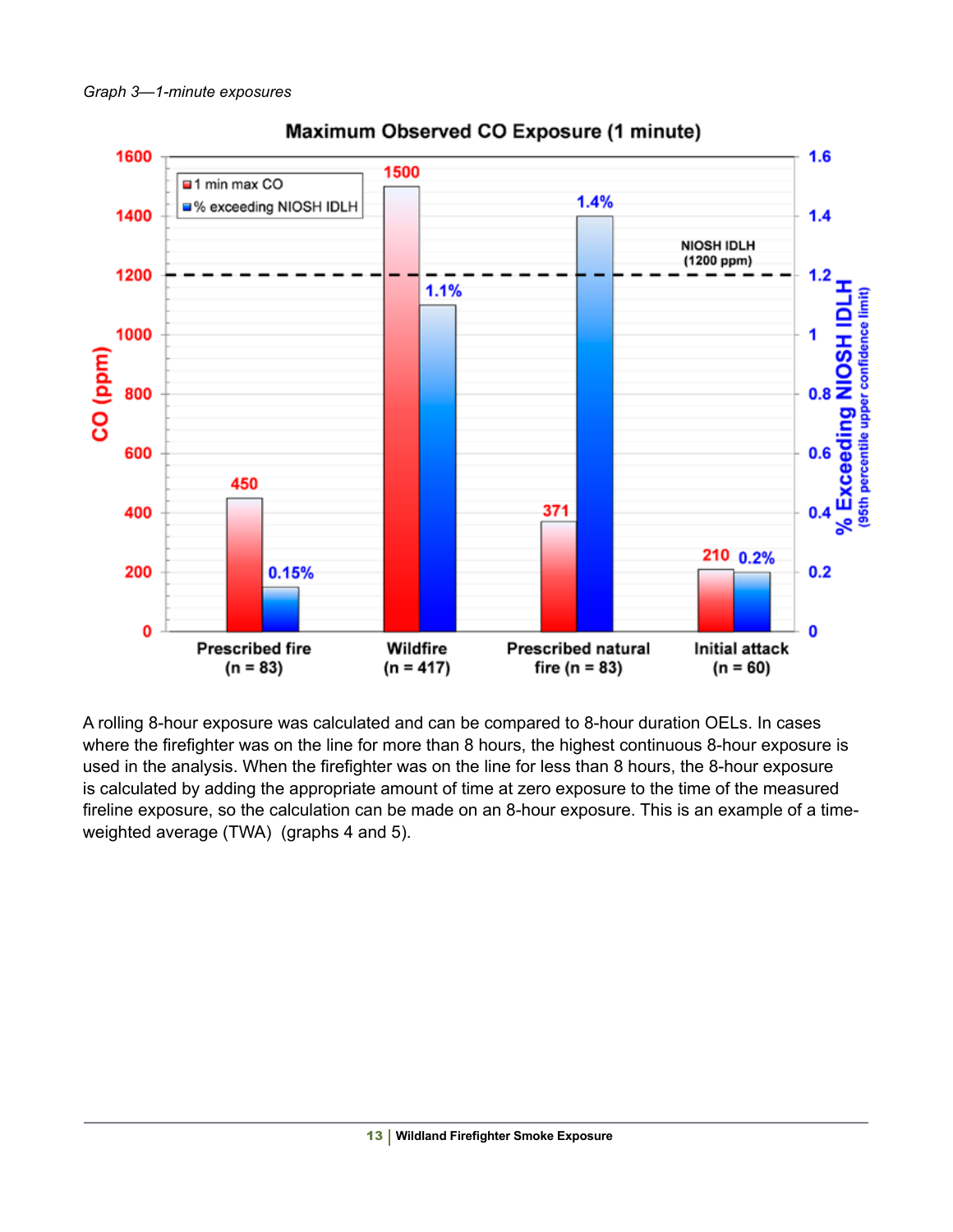*Graph 3—1-minute exposures*

A rolling 8-hour exposure was calculated and can be compared to 8-hour duration OELs. In cases where the firefighter was on the line for more than 8 hours, the highest continuous 8-hour exposure is used in the analysis. When the firefighter was on the line for less than 8 hours, the 8-hour exposure is calculated by adding the appropriate amount of time at zero exposure to the time of the measured fireline exposure, so the calculation can be made on an 8-hour exposure. This is an example of a time-weighted average (TWA) (graphs 4 and 5).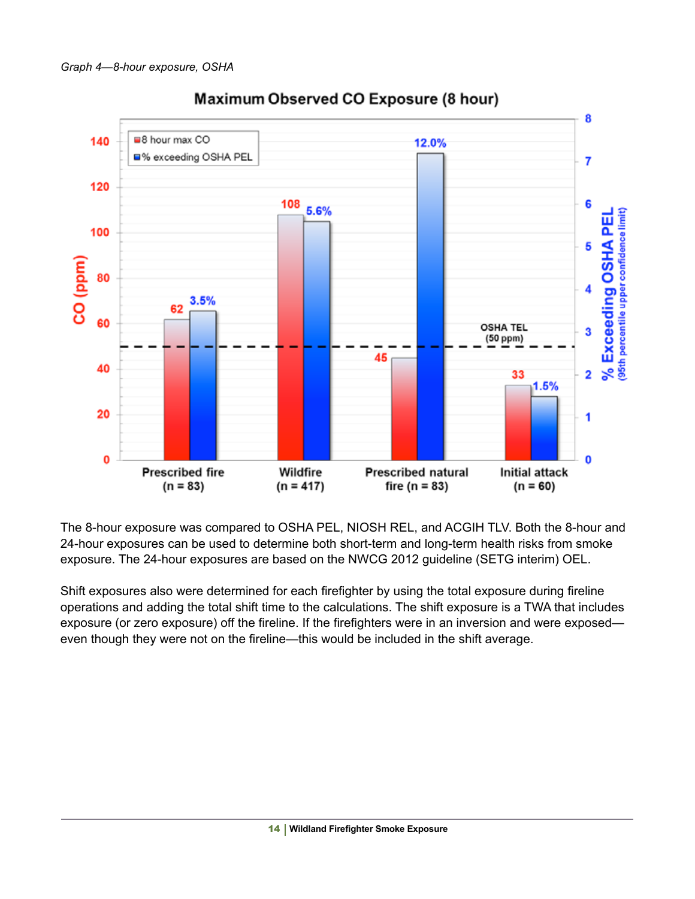*Graph 4—8-hour exposure, OSHA*

**Maximum Observed CO Exposure (8 hour)**

| | 8 hour max CO (ppm) | % exceeding OSHA PEL (95th percentile upper confidence limit) |
|---|---|---|
| Prescribed fire (n = 83) | 62 | 3.5% |
| Wildfire (n = 417) | 108 | 5.6% |
| Prescribed natural fire (n = 83) | 45 | 12.0% |
| Initial attack (n = 60) | 33 | 1.5% |

OSHA TEL (50 ppm)

The 8-hour exposure was compared to OSHA PEL, NIOSH REL, and ACGIH TLV. Both the 8-hour and 24-hour exposures can be used to determine both short-term and long-term health risks from smoke exposure. The 24-hour exposures are based on the NWCG 2012 guideline (SETG interim) OEL.

Shift exposures also were determined for each firefighter by using the total exposure during fireline operations and adding the total shift time to the calculations. The shift exposure is a TWA that includes exposure (or zero exposure) off the fireline. If the firefighters were in an inversion and were exposed—even though they were not on the fireline—this would be included in the shift average.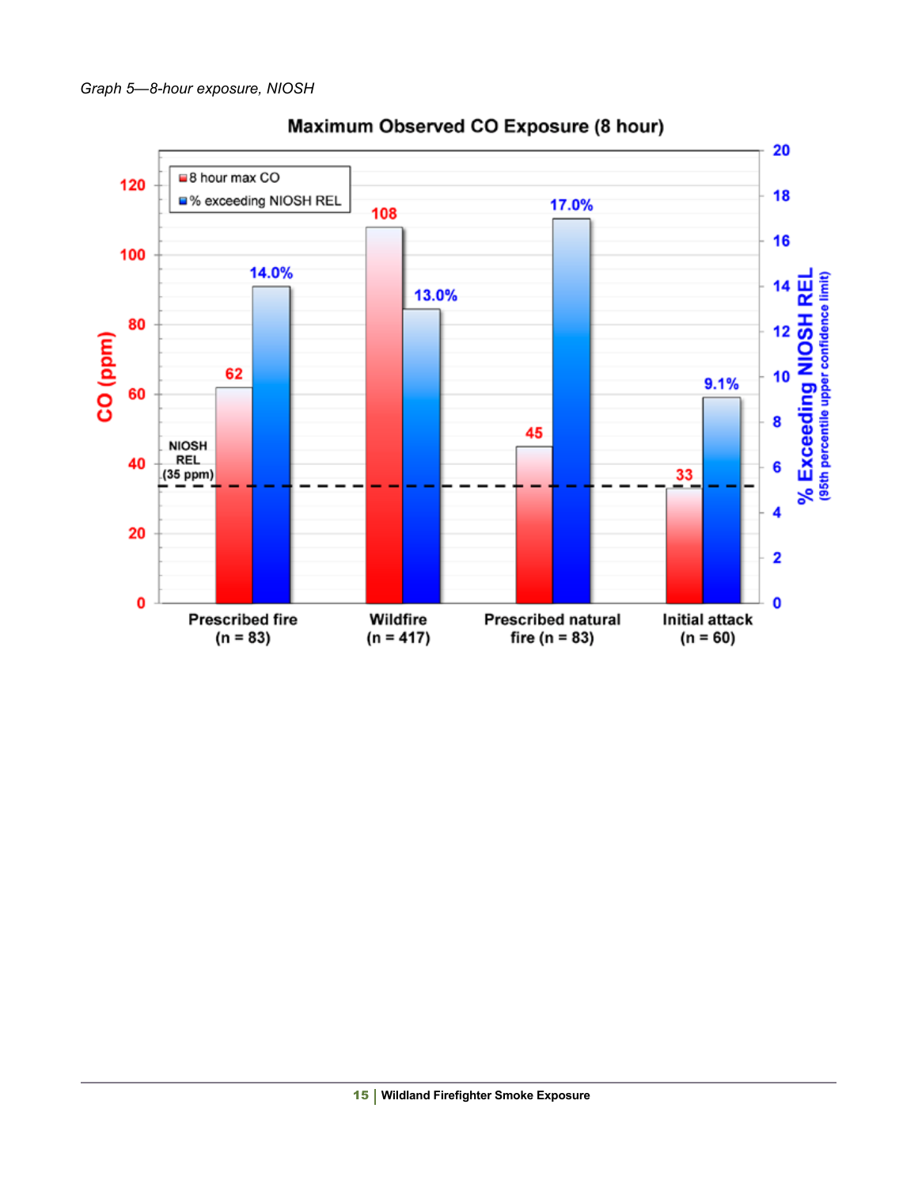*Graph 5—8-hour exposure, NIOSH*

**Maximum Observed CO Exposure (8 hour)**

| Category | 8 hour max CO (ppm) | % exceeding NIOSH REL (95th percentile upper confidence limit) |
|---|---|---|
| Prescribed fire (n = 83) | 62 | 14.0% |
| Wildfire (n = 417) | 108 | 13.0% |
| Prescribed natural fire (n = 83) | 45 | 17.0% |
| Initial attack (n = 60) | 33 | 9.1% |

NIOSH REL (35 ppm)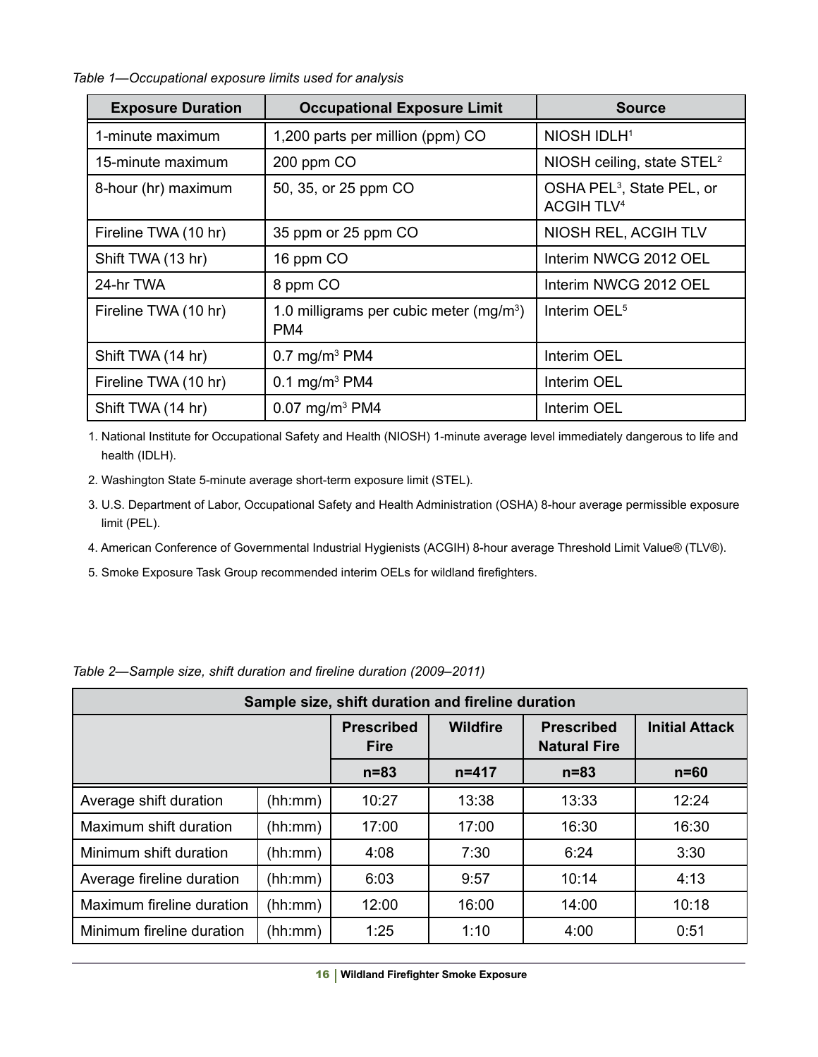*Table 1—Occupational exposure limits used for analysis*

| Exposure Duration | Occupational Exposure Limit | Source |
|---|---|---|
| 1-minute maximum | 1,200 parts per million (ppm) CO | NIOSH IDLH[1] |
| 15-minute maximum | 200 ppm CO | NIOSH ceiling, state STEL[2] |
| 8-hour (hr) maximum | 50, 35, or 25 ppm CO | OSHA PEL[3], State PEL, or ACGIH TLV[4] |
| Fireline TWA (10 hr) | 35 ppm or 25 ppm CO | NIOSH REL, ACGIH TLV |
| Shift TWA (13 hr) | 16 ppm CO | Interim NWCG 2012 OEL |
| 24-hr TWA | 8 ppm CO | Interim NWCG 2012 OEL |
| Fireline TWA (10 hr) | 1.0 milligrams per cubic meter (mg/m$^3$) PM4 | Interim OEL[5] |
| Shift TWA (14 hr) | 0.7 mg/m$^3$ PM4 | Interim OEL |
| Fireline TWA (10 hr) | 0.1 mg/m$^3$ PM4 | Interim OEL |
| Shift TWA (14 hr) | 0.07 mg/m$^3$ PM4 | Interim OEL |

1. National Institute for Occupational Safety and Health (NIOSH) 1-minute average level immediately dangerous to life and health (IDLH).
2. Washington State 5-minute average short-term exposure limit (STEL).
3. U.S. Department of Labor, Occupational Safety and Health Administration (OSHA) 8-hour average permissible exposure limit (PEL).
4. American Conference of Governmental Industrial Hygienists (ACGIH) 8-hour average Threshold Limit Value® (TLV®).
5. Smoke Exposure Task Group recommended interim OELs for wildland firefighters.

*Table 2—Sample size, shift duration and fireline duration (2009–2011)*

| Sample size, shift duration and fireline duration | | | | | |
|---|---|---|---|---|---|
| | | Prescribed Fire | Wildfire | Prescribed Natural Fire | Initial Attack |
| | | n=83 | n=417 | n=83 | n=60 |
| Average shift duration | (hh:mm) | 10:27 | 13:38 | 13:33 | 12:24 |
| Maximum shift duration | (hh:mm) | 17:00 | 17:00 | 16:30 | 16:30 |
| Minimum shift duration | (hh:mm) | 4:08 | 7:30 | 6:24 | 3:30 |
| Average fireline duration | (hh:mm) | 6:03 | 9:57 | 10:14 | 4:13 |
| Maximum fireline duration | (hh:mm) | 12:00 | 16:00 | 14:00 | 10:18 |
| Minimum fireline duration | (hh:mm) | 1:25 | 1:10 | 4:00 | 0:51 |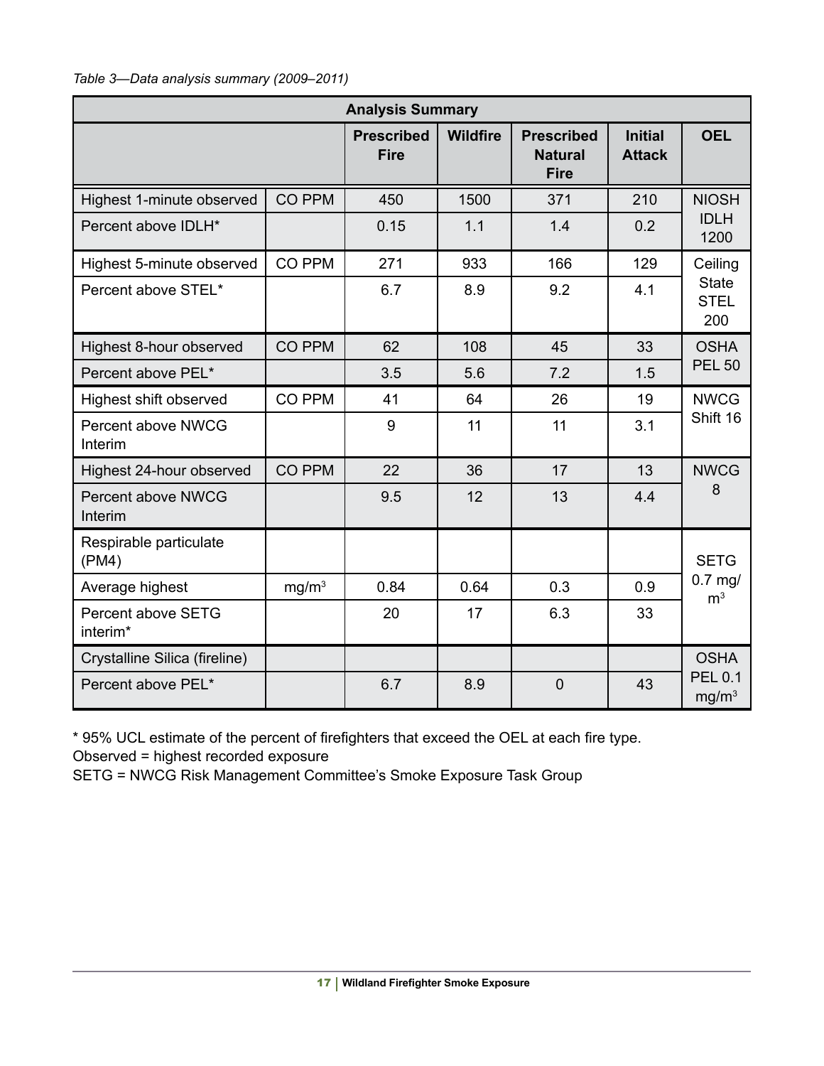*Table 3—Data analysis summary (2009–2011)*

| Analysis Summary | | | | | | |
|---|---|---|---|---|---|---|
| | | **Prescribed Fire** | **Wildfire** | **Prescribed Natural Fire** | **Initial Attack** | **OEL** |
| Highest 1-minute observed | CO PPM | 450 | 1500 | 371 | 210 | NIOSH IDLH 1200 |
| Percent above IDLH* | | 0.15 | 1.1 | 1.4 | 0.2 | |
| Highest 5-minute observed | CO PPM | 271 | 933 | 166 | 129 | Ceiling State STEL 200 |
| Percent above STEL* | | 6.7 | 8.9 | 9.2 | 4.1 | |
| Highest 8-hour observed | CO PPM | 62 | 108 | 45 | 33 | OSHA PEL 50 |
| Percent above PEL* | | 3.5 | 5.6 | 7.2 | 1.5 | |
| Highest shift observed | CO PPM | 41 | 64 | 26 | 19 | NWCG Shift 16 |
| Percent above NWCG Interim | | 9 | 11 | 11 | 3.1 | |
| Highest 24-hour observed | CO PPM | 22 | 36 | 17 | 13 | NWCG 8 |
| Percent above NWCG Interim | | 9.5 | 12 | 13 | 4.4 | |
| Respirable particulate (PM4) | | | | | | SETG 0.7 mg/m$^3$ |
| Average highest | mg/m$^3$ | 0.84 | 0.64 | 0.3 | 0.9 | |
| Percent above SETG interim* | | 20 | 17 | 6.3 | 33 | |
| Crystalline Silica (fireline) | | | | | | OSHA PEL 0.1 mg/m$^3$ |
| Percent above PEL* | | 6.7 | 8.9 | 0 | 43 | |

\* 95% UCL estimate of the percent of firefighters that exceed the OEL at each fire type.

Observed = highest recorded exposure

SETG = NWCG Risk Management Committee's Smoke Exposure Task Group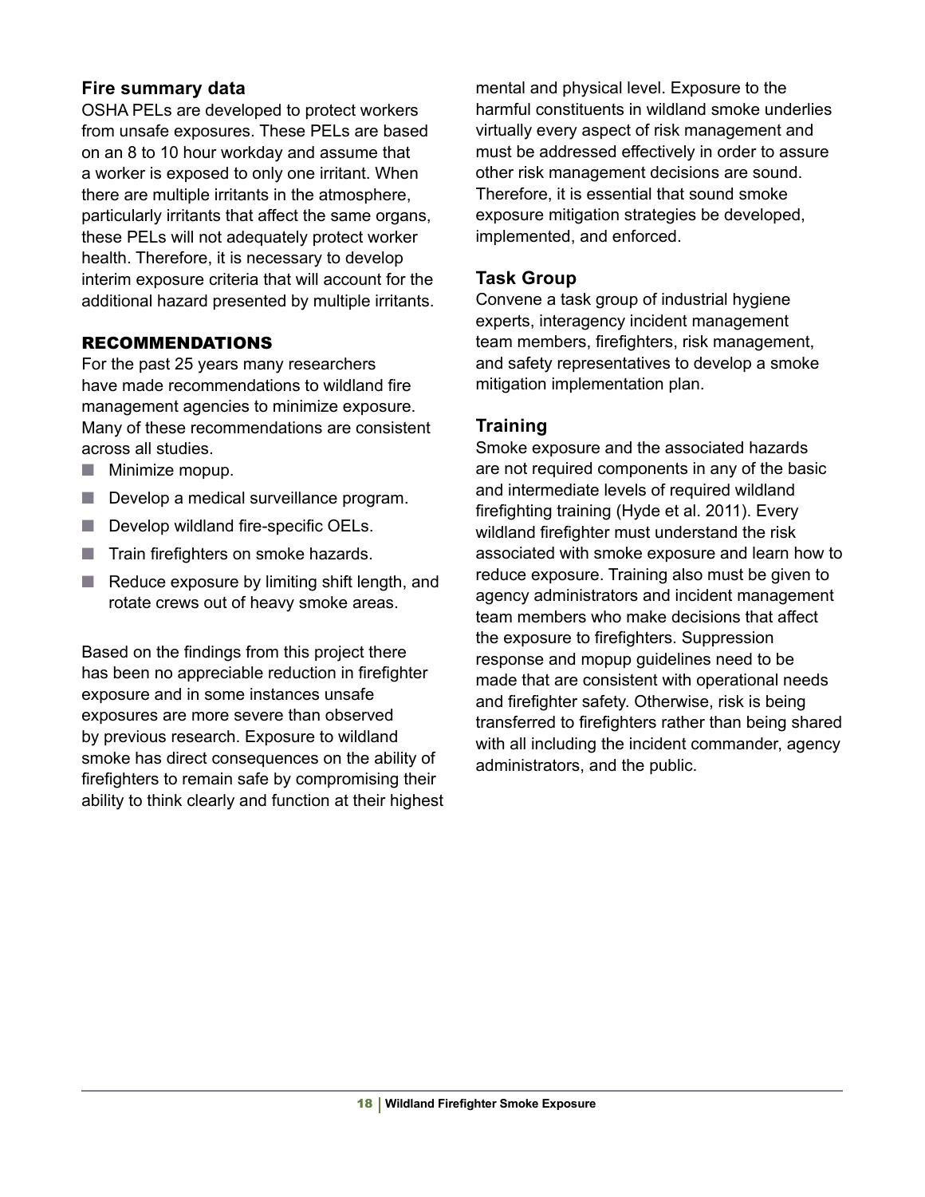### Fire summary data

OSHA PELs are developed to protect workers from unsafe exposures. These PELs are based on an 8 to 10 hour workday and assume that a worker is exposed to only one irritant. When there are multiple irritants in the atmosphere, particularly irritants that affect the same organs, these PELs will not adequately protect worker health. Therefore, it is necessary to develop interim exposure criteria that will account for the additional hazard presented by multiple irritants.

## RECOMMENDATIONS

For the past 25 years many researchers have made recommendations to wildland fire management agencies to minimize exposure. Many of these recommendations are consistent across all studies.

- Minimize mopup.
- Develop a medical surveillance program.
- Develop wildland fire-specific OELs.
- Train firefighters on smoke hazards.
- Reduce exposure by limiting shift length, and rotate crews out of heavy smoke areas.

Based on the findings from this project there has been no appreciable reduction in firefighter exposure and in some instances unsafe exposures are more severe than observed by previous research. Exposure to wildland smoke has direct consequences on the ability of firefighters to remain safe by compromising their ability to think clearly and function at their highest mental and physical level. Exposure to the harmful constituents in wildland smoke underlies virtually every aspect of risk management and must be addressed effectively in order to assure other risk management decisions are sound. Therefore, it is essential that sound smoke exposure mitigation strategies be developed, implemented, and enforced.

### Task Group

Convene a task group of industrial hygiene experts, interagency incident management team members, firefighters, risk management, and safety representatives to develop a smoke mitigation implementation plan.

### Training

Smoke exposure and the associated hazards are not required components in any of the basic and intermediate levels of required wildland firefighting training (Hyde et al. 2011). Every wildland firefighter must understand the risk associated with smoke exposure and learn how to reduce exposure. Training also must be given to agency administrators and incident management team members who make decisions that affect the exposure to firefighters. Suppression response and mopup guidelines need to be made that are consistent with operational needs and firefighter safety. Otherwise, risk is being transferred to firefighters rather than being shared with all including the incident commander, agency administrators, and the public.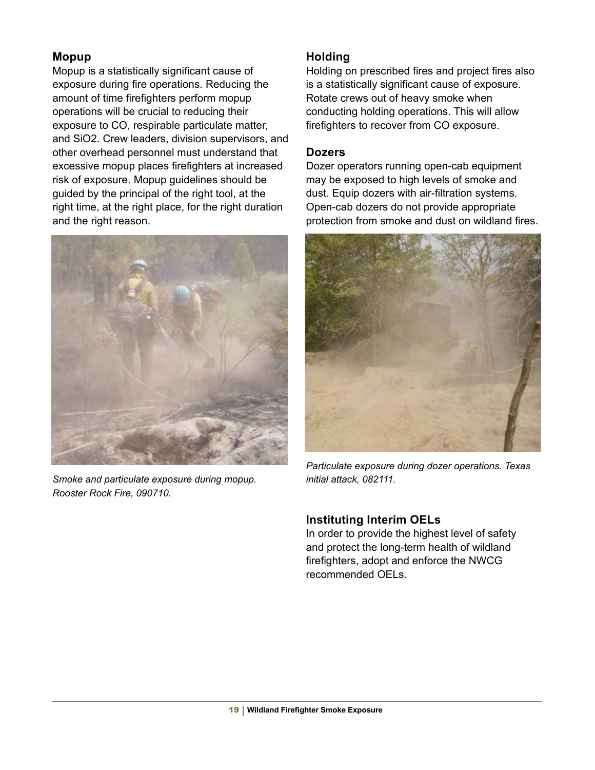## Mopup

Mopup is a statistically significant cause of exposure during fire operations. Reducing the amount of time firefighters perform mopup operations will be crucial to reducing their exposure to CO, respirable particulate matter, and $SiO_2$. Crew leaders, division supervisors, and other overhead personnel must understand that excessive mopup places firefighters at increased risk of exposure. Mopup guidelines should be guided by the principal of the right tool, at the right time, at the right place, for the right duration and the right reason.

*Smoke and particulate exposure during mopup. Rooster Rock Fire, 090710.*

## Holding

Holding on prescribed fires and project fires also is a statistically significant cause of exposure. Rotate crews out of heavy smoke when conducting holding operations. This will allow firefighters to recover from CO exposure.

## Dozers

Dozer operators running open-cab equipment may be exposed to high levels of smoke and dust. Equip dozers with air-filtration systems. Open-cab dozers do not provide appropriate protection from smoke and dust on wildland fires.

*Particulate exposure during dozer operations. Texas initial attack, 082111.*

## Instituting Interim OELs

In order to provide the highest level of safety and protect the long-term health of wildland firefighters, adopt and enforce the NWCG recommended OELs.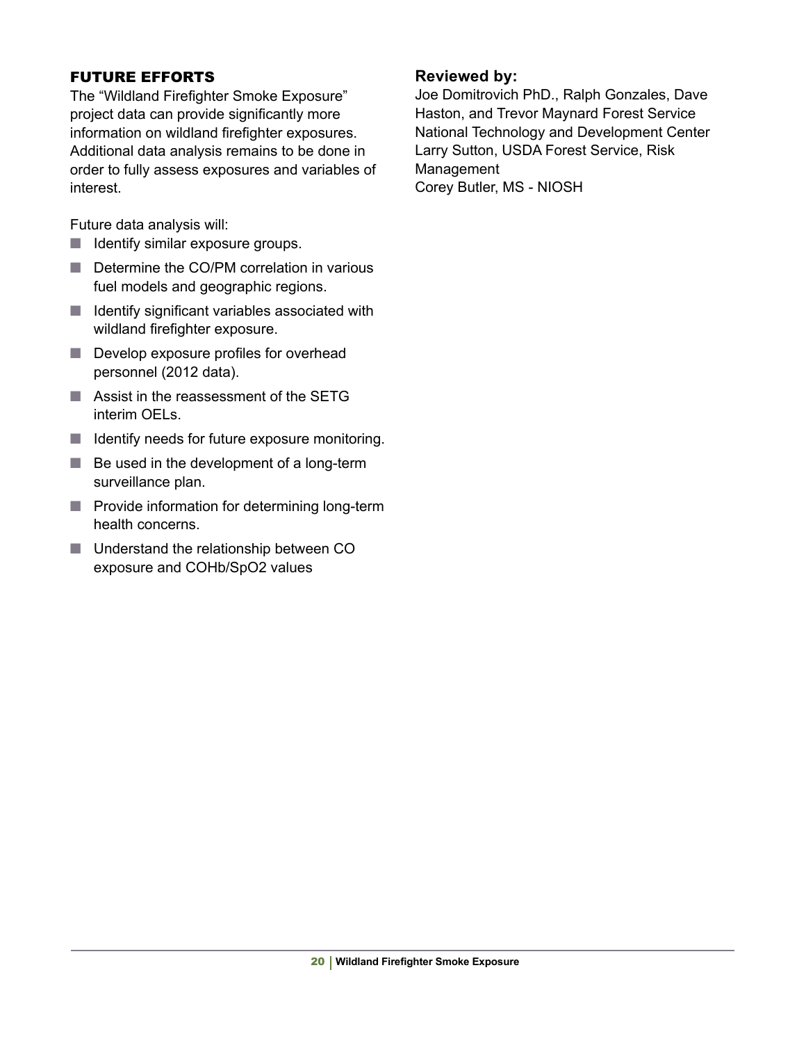## FUTURE EFFORTS

The "Wildland Firefighter Smoke Exposure" project data can provide significantly more information on wildland firefighter exposures. Additional data analysis remains to be done in order to fully assess exposures and variables of interest.

Future data analysis will:

- Identify similar exposure groups.
- Determine the CO/PM correlation in various fuel models and geographic regions.
- Identify significant variables associated with wildland firefighter exposure.
- Develop exposure profiles for overhead personnel (2012 data).
- Assist in the reassessment of the SETG interim OELs.
- Identify needs for future exposure monitoring.
- Be used in the development of a long-term surveillance plan.
- Provide information for determining long-term health concerns.
- Understand the relationship between CO exposure and COHb/SpO2 values

**Reviewed by:**

Joe Domitrovich PhD., Ralph Gonzales, Dave Haston, and Trevor Maynard Forest Service National Technology and Development Center
Larry Sutton, USDA Forest Service, Risk Management
Corey Butler, MS - NIOSH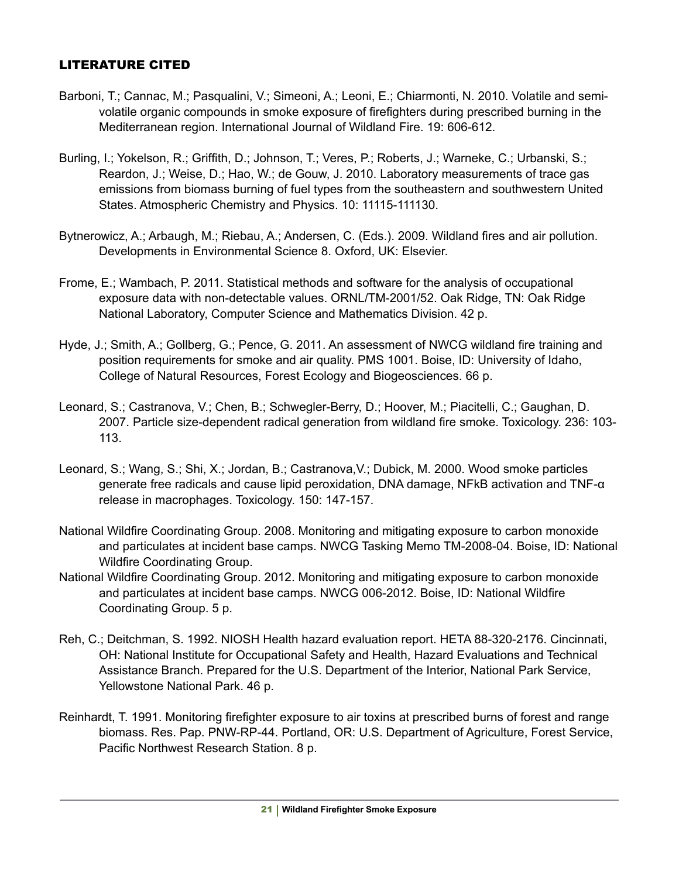## LITERATURE CITED

Barboni, T.; Cannac, M.; Pasqualini, V.; Simeoni, A.; Leoni, E.; Chiarmonti, N. 2010. Volatile and semi-volatile organic compounds in smoke exposure of firefighters during prescribed burning in the Mediterranean region. International Journal of Wildland Fire. 19: 606-612.

Burling, I.; Yokelson, R.; Griffith, D.; Johnson, T.; Veres, P.; Roberts, J.; Warneke, C.; Urbanski, S.; Reardon, J.; Weise, D.; Hao, W.; de Gouw, J. 2010. Laboratory measurements of trace gas emissions from biomass burning of fuel types from the southeastern and southwestern United States. Atmospheric Chemistry and Physics. 10: 11115-111130.

Bytnerowicz, A.; Arbaugh, M.; Riebau, A.; Andersen, C. (Eds.). 2009. Wildland fires and air pollution. Developments in Environmental Science 8. Oxford, UK: Elsevier.

Frome, E.; Wambach, P. 2011. Statistical methods and software for the analysis of occupational exposure data with non-detectable values. ORNL/TM-2001/52. Oak Ridge, TN: Oak Ridge National Laboratory, Computer Science and Mathematics Division. 42 p.

Hyde, J.; Smith, A.; Gollberg, G.; Pence, G. 2011. An assessment of NWCG wildland fire training and position requirements for smoke and air quality. PMS 1001. Boise, ID: University of Idaho, College of Natural Resources, Forest Ecology and Biogeosciences. 66 p.

Leonard, S.; Castranova, V.; Chen, B.; Schwegler-Berry, D.; Hoover, M.; Piacitelli, C.; Gaughan, D. 2007. Particle size-dependent radical generation from wildland fire smoke. Toxicology. 236: 103-113.

Leonard, S.; Wang, S.; Shi, X.; Jordan, B.; Castranova,V.; Dubick, M. 2000. Wood smoke particles generate free radicals and cause lipid peroxidation, DNA damage, NFkB activation and TNF-α release in macrophages. Toxicology. 150: 147-157.

National Wildfire Coordinating Group. 2008. Monitoring and mitigating exposure to carbon monoxide and particulates at incident base camps. NWCG Tasking Memo TM-2008-04. Boise, ID: National Wildfire Coordinating Group.

National Wildfire Coordinating Group. 2012. Monitoring and mitigating exposure to carbon monoxide and particulates at incident base camps. NWCG 006-2012. Boise, ID: National Wildfire Coordinating Group. 5 p.

Reh, C.; Deitchman, S. 1992. NIOSH Health hazard evaluation report. HETA 88-320-2176. Cincinnati, OH: National Institute for Occupational Safety and Health, Hazard Evaluations and Technical Assistance Branch. Prepared for the U.S. Department of the Interior, National Park Service, Yellowstone National Park. 46 p.

Reinhardt, T. 1991. Monitoring firefighter exposure to air toxins at prescribed burns of forest and range biomass. Res. Pap. PNW-RP-44. Portland, OR: U.S. Department of Agriculture, Forest Service, Pacific Northwest Research Station. 8 p.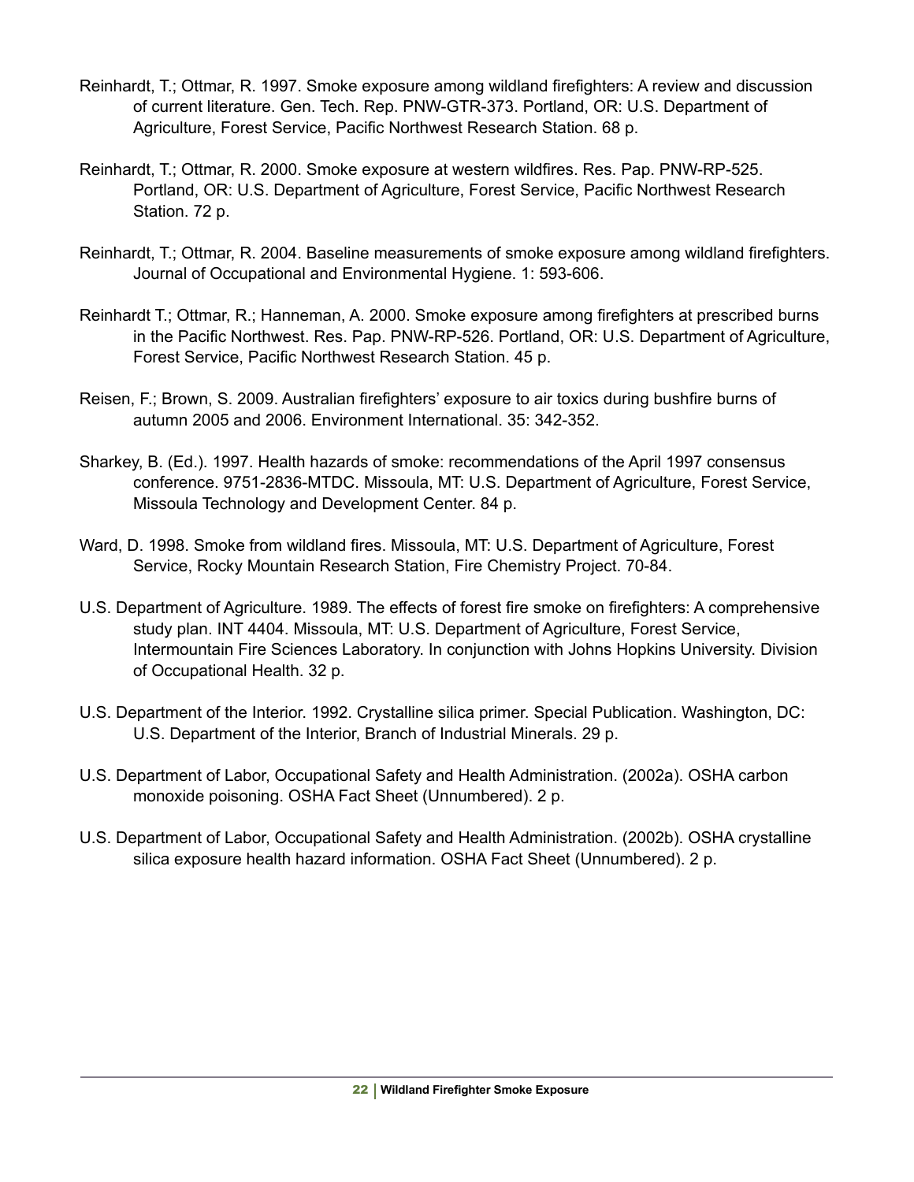Reinhardt, T.; Ottmar, R. 1997. Smoke exposure among wildland firefighters: A review and discussion of current literature. Gen. Tech. Rep. PNW-GTR-373. Portland, OR: U.S. Department of Agriculture, Forest Service, Pacific Northwest Research Station. 68 p.

Reinhardt, T.; Ottmar, R. 2000. Smoke exposure at western wildfires. Res. Pap. PNW-RP-525. Portland, OR: U.S. Department of Agriculture, Forest Service, Pacific Northwest Research Station. 72 p.

Reinhardt, T.; Ottmar, R. 2004. Baseline measurements of smoke exposure among wildland firefighters. Journal of Occupational and Environmental Hygiene. 1: 593-606.

Reinhardt T.; Ottmar, R.; Hanneman, A. 2000. Smoke exposure among firefighters at prescribed burns in the Pacific Northwest. Res. Pap. PNW-RP-526. Portland, OR: U.S. Department of Agriculture, Forest Service, Pacific Northwest Research Station. 45 p.

Reisen, F.; Brown, S. 2009. Australian firefighters' exposure to air toxics during bushfire burns of autumn 2005 and 2006. Environment International. 35: 342-352.

Sharkey, B. (Ed.). 1997. Health hazards of smoke: recommendations of the April 1997 consensus conference. 9751-2836-MTDC. Missoula, MT: U.S. Department of Agriculture, Forest Service, Missoula Technology and Development Center. 84 p.

Ward, D. 1998. Smoke from wildland fires. Missoula, MT: U.S. Department of Agriculture, Forest Service, Rocky Mountain Research Station, Fire Chemistry Project. 70-84.

U.S. Department of Agriculture. 1989. The effects of forest fire smoke on firefighters: A comprehensive study plan. INT 4404. Missoula, MT: U.S. Department of Agriculture, Forest Service, Intermountain Fire Sciences Laboratory. In conjunction with Johns Hopkins University. Division of Occupational Health. 32 p.

U.S. Department of the Interior. 1992. Crystalline silica primer. Special Publication. Washington, DC: U.S. Department of the Interior, Branch of Industrial Minerals. 29 p.

U.S. Department of Labor, Occupational Safety and Health Administration. (2002a). OSHA carbon monoxide poisoning. OSHA Fact Sheet (Unnumbered). 2 p.

U.S. Department of Labor, Occupational Safety and Health Administration. (2002b). OSHA crystalline silica exposure health hazard information. OSHA Fact Sheet (Unnumbered). 2 p.